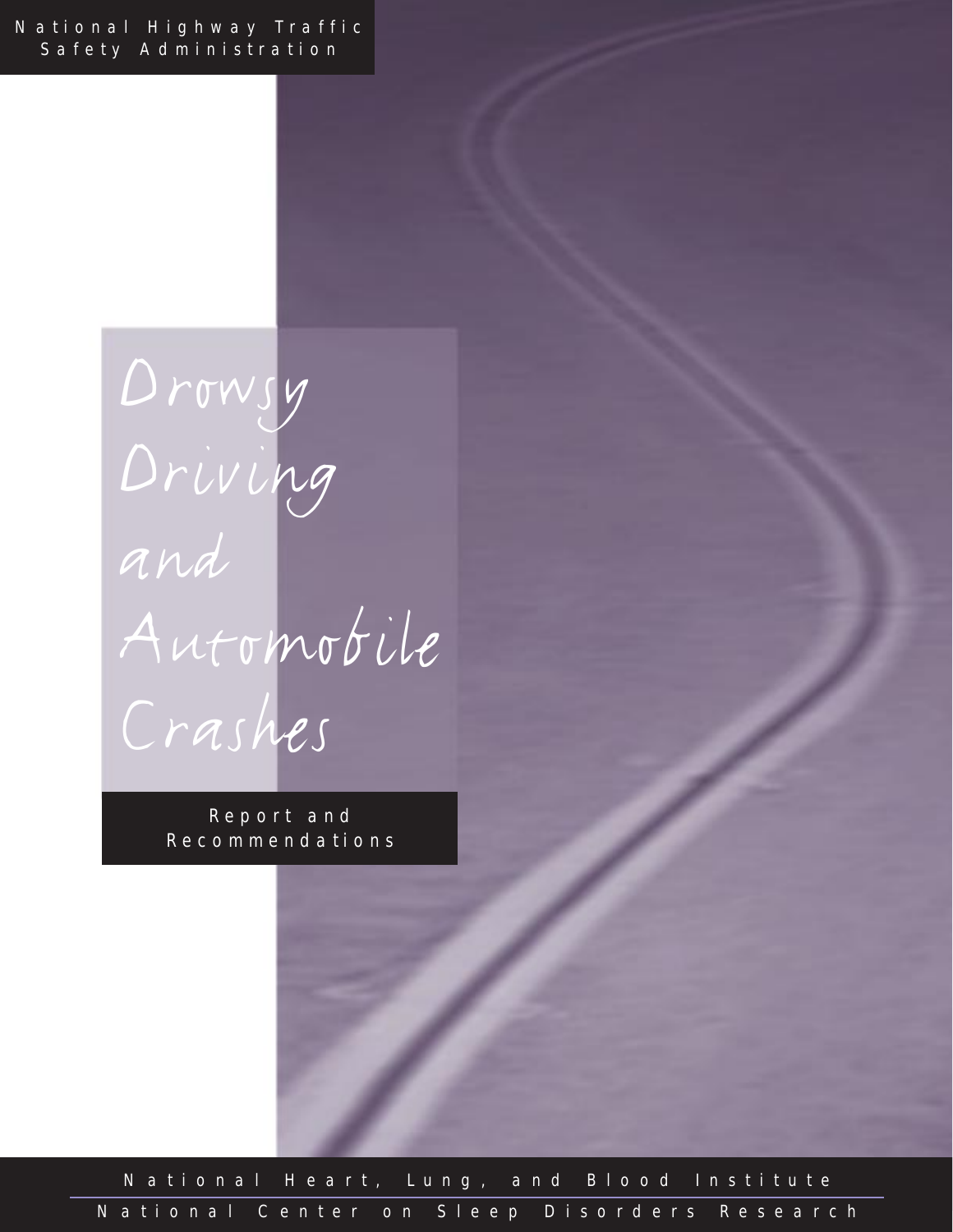National Highway Traffic Safety Administration

# Drowsy Driving and Automobile Crashes

Report and Recommendations

National Heart, Lung, and Blood Institute

National Center on Sleep Disorders Research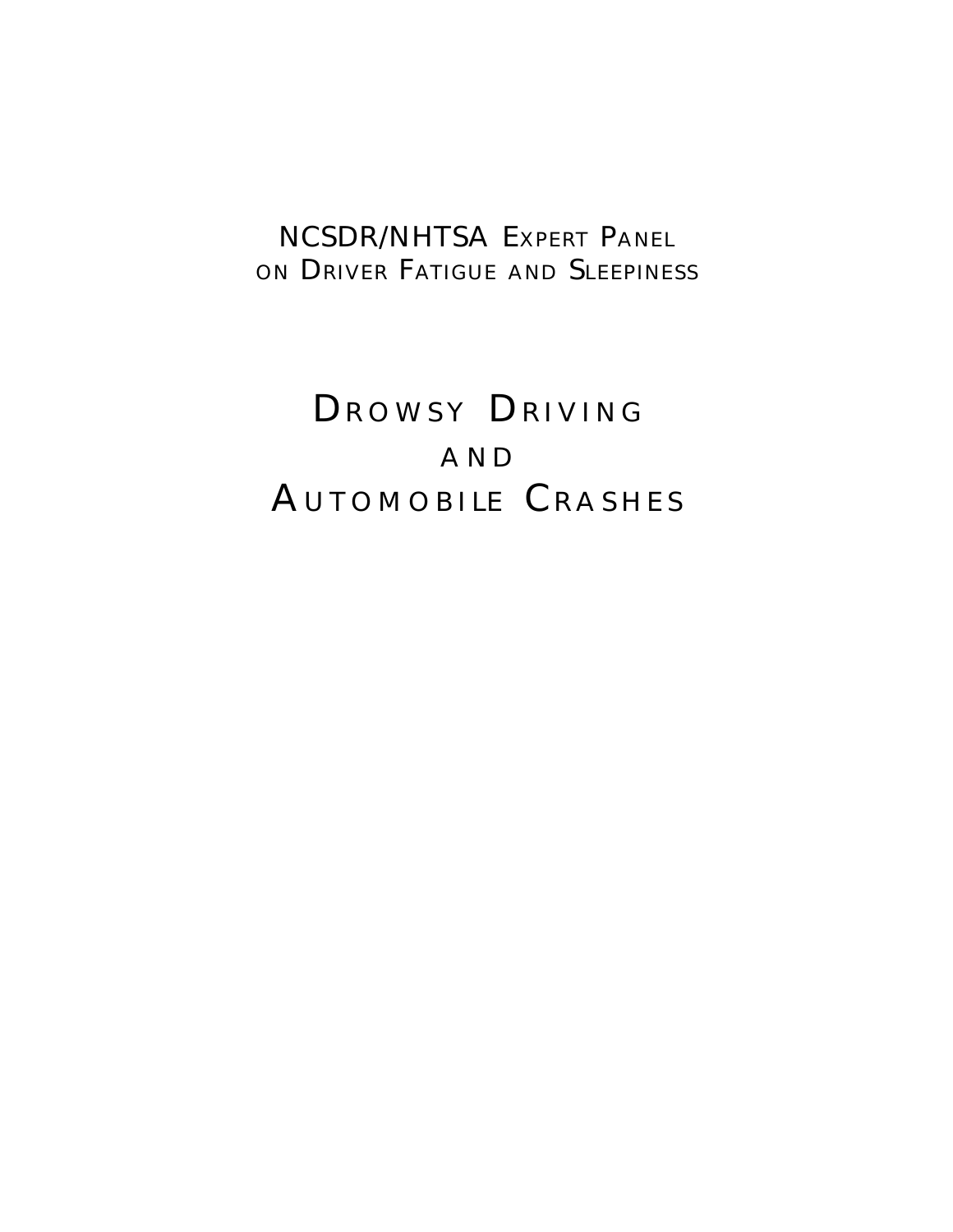NCSDR/NHTSA EXPERT PANEL
ON DRIVER FATIGUE AND SLEEPINESS

# DROWSY DRIVING AND AUTOMOBILE CRASHES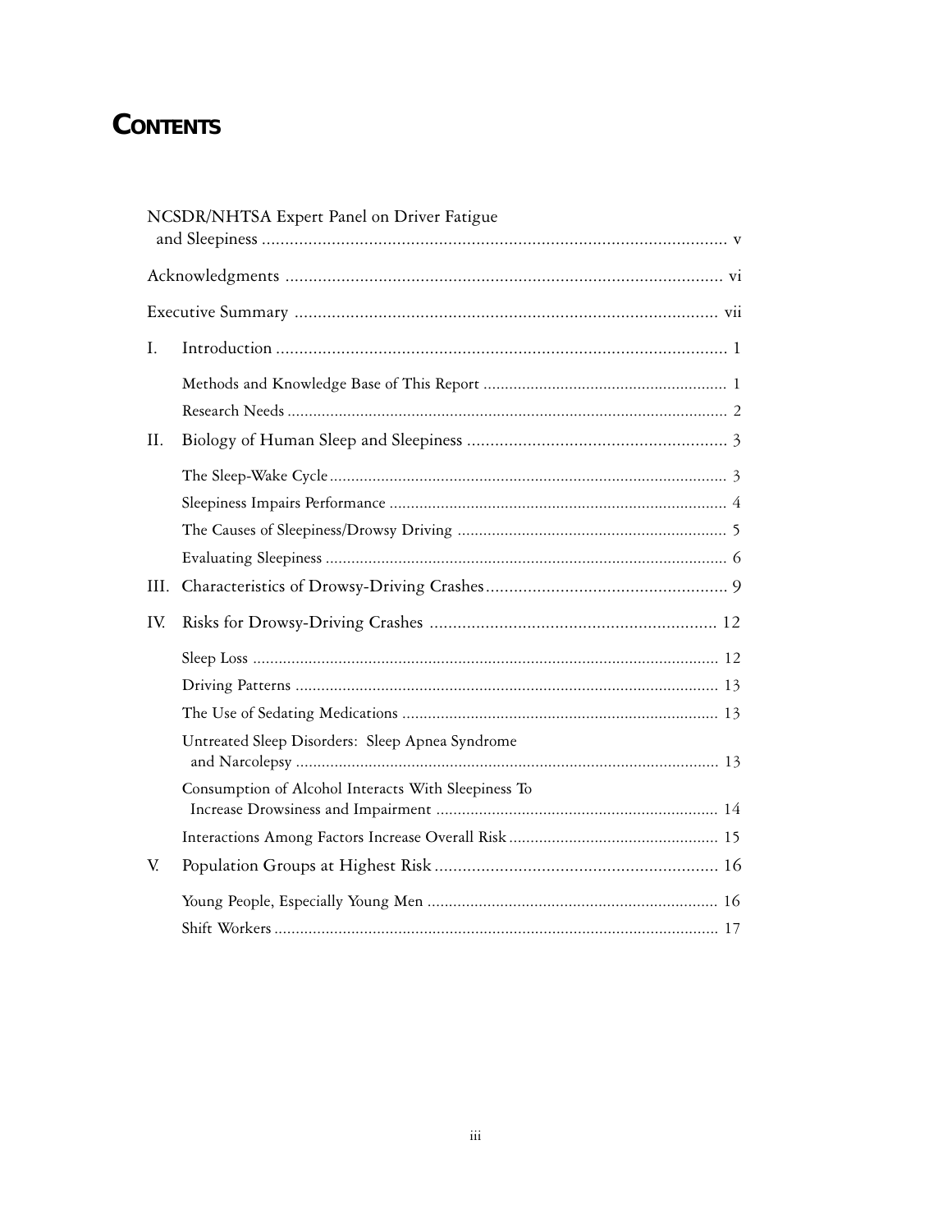# CONTENTS

NCSDR/NHTSA Expert Panel on Driver Fatigue and Sleepiness ..................... v

Acknowledgments ..................... vi

Executive Summary ..................... vii

I. Introduction ..................... 1

- Methods and Knowledge Base of This Report ..................... 1
- Research Needs ..................... 2

II. Biology of Human Sleep and Sleepiness ..................... 3

- The Sleep-Wake Cycle ..................... 3
- Sleepiness Impairs Performance ..................... 4
- The Causes of Sleepiness/Drowsy Driving ..................... 5
- Evaluating Sleepiness ..................... 6

III. Characteristics of Drowsy-Driving Crashes ..................... 9

IV. Risks for Drowsy-Driving Crashes ..................... 12

- Sleep Loss ..................... 12
- Driving Patterns ..................... 13
- The Use of Sedating Medications ..................... 13
- Untreated Sleep Disorders: Sleep Apnea Syndrome and Narcolepsy ..................... 13
- Consumption of Alcohol Interacts With Sleepiness To Increase Drowsiness and Impairment ..................... 14
- Interactions Among Factors Increase Overall Risk ..................... 15

V. Population Groups at Highest Risk ..................... 16

- Young People, Especially Young Men ..................... 16
- Shift Workers ..................... 17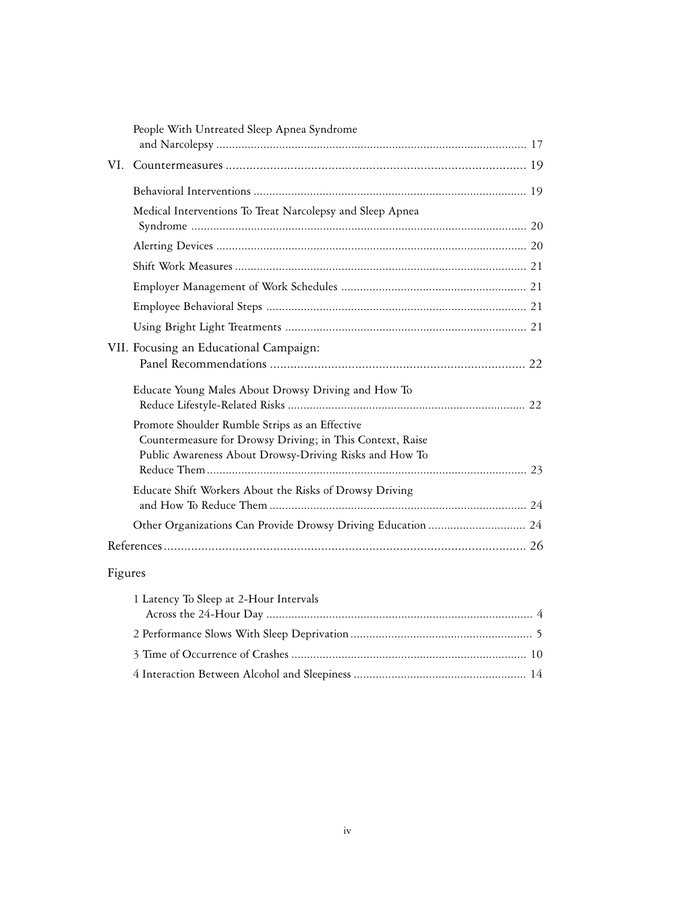People With Untreated Sleep Apnea Syndrome and Narcolepsy .... 17

VI. Countermeasures .... 19

Behavioral Interventions .... 19

Medical Interventions To Treat Narcolepsy and Sleep Apnea Syndrome .... 20

Alerting Devices .... 20

Shift Work Measures .... 21

Employer Management of Work Schedules .... 21

Employee Behavioral Steps .... 21

Using Bright Light Treatments .... 21

VII. Focusing an Educational Campaign: Panel Recommendations .... 22

Educate Young Males About Drowsy Driving and How To Reduce Lifestyle-Related Risks .... 22

Promote Shoulder Rumble Strips as an Effective Countermeasure for Drowsy Driving; in This Context, Raise Public Awareness About Drowsy-Driving Risks and How To Reduce Them .... 23

Educate Shift Workers About the Risks of Drowsy Driving and How To Reduce Them .... 24

Other Organizations Can Provide Drowsy Driving Education .... 24

References .... 26

Figures

1 Latency To Sleep at 2-Hour Intervals Across the 24-Hour Day .... 4

2 Performance Slows With Sleep Deprivation .... 5

3 Time of Occurrence of Crashes .... 10

4 Interaction Between Alcohol and Sleepiness .... 14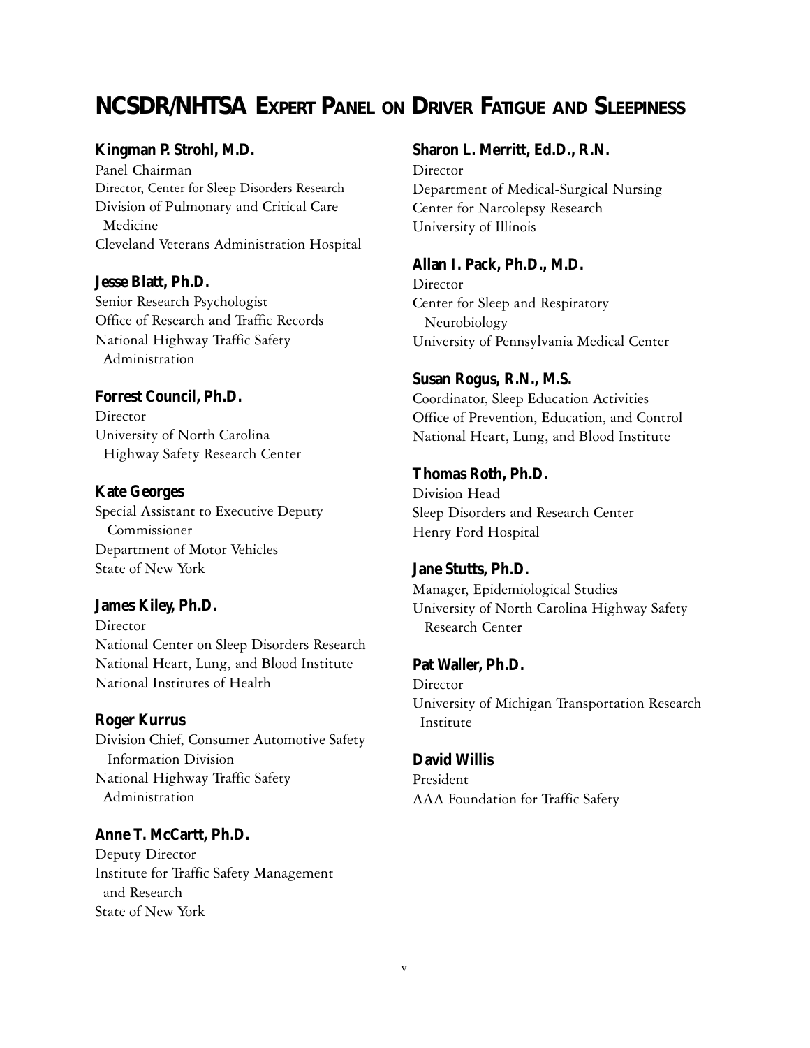# NCSDR/NHTSA Expert Panel on Driver Fatigue and Sleepiness

**Kingman P. Strohl, M.D.**
Panel Chairman
Director, Center for Sleep Disorders Research
Division of Pulmonary and Critical Care Medicine
Cleveland Veterans Administration Hospital

**Jesse Blatt, Ph.D.**
Senior Research Psychologist
Office of Research and Traffic Records
National Highway Traffic Safety Administration

**Forrest Council, Ph.D.**
Director
University of North Carolina Highway Safety Research Center

**Kate Georges**
Special Assistant to Executive Deputy Commissioner
Department of Motor Vehicles
State of New York

**James Kiley, Ph.D.**
Director
National Center on Sleep Disorders Research
National Heart, Lung, and Blood Institute
National Institutes of Health

**Roger Kurrus**
Division Chief, Consumer Automotive Safety Information Division
National Highway Traffic Safety Administration

**Anne T. McCartt, Ph.D.**
Deputy Director
Institute for Traffic Safety Management and Research
State of New York

**Sharon L. Merritt, Ed.D., R.N.**
Director
Department of Medical-Surgical Nursing
Center for Narcolepsy Research
University of Illinois

**Allan I. Pack, Ph.D., M.D.**
Director
Center for Sleep and Respiratory Neurobiology
University of Pennsylvania Medical Center

**Susan Rogus, R.N., M.S.**
Coordinator, Sleep Education Activities
Office of Prevention, Education, and Control
National Heart, Lung, and Blood Institute

**Thomas Roth, Ph.D.**
Division Head
Sleep Disorders and Research Center
Henry Ford Hospital

**Jane Stutts, Ph.D.**
Manager, Epidemiological Studies
University of North Carolina Highway Safety Research Center

**Pat Waller, Ph.D.**
Director
University of Michigan Transportation Research Institute

**David Willis**
President
AAA Foundation for Traffic Safety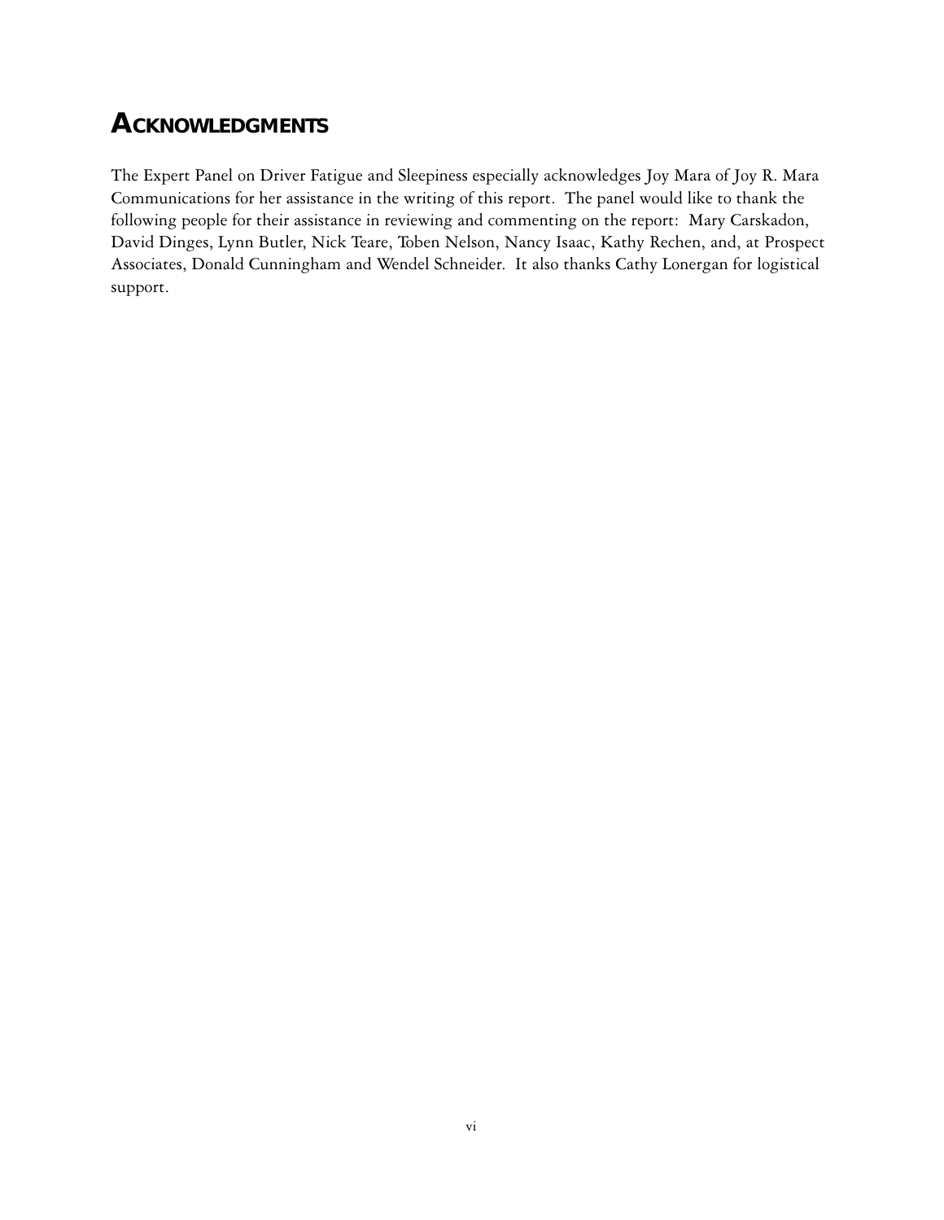# ACKNOWLEDGMENTS

The Expert Panel on Driver Fatigue and Sleepiness especially acknowledges Joy Mara of Joy R. Mara Communications for her assistance in the writing of this report. The panel would like to thank the following people for their assistance in reviewing and commenting on the report: Mary Carskadon, David Dinges, Lynn Butler, Nick Teare, Toben Nelson, Nancy Isaac, Kathy Rechen, and, at Prospect Associates, Donald Cunningham and Wendel Schneider. It also thanks Cathy Lonergan for logistical support.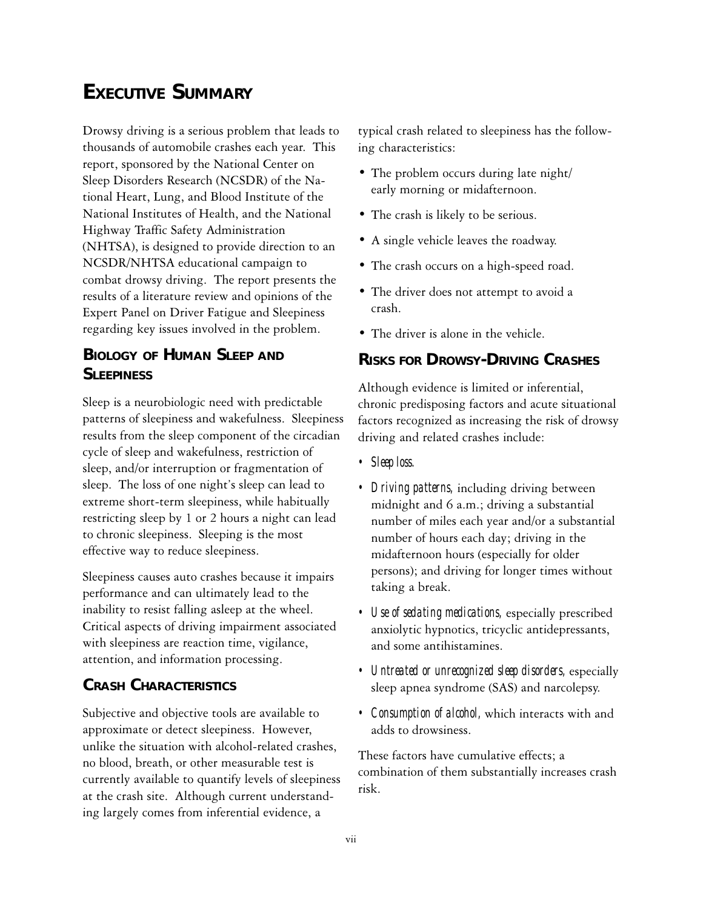# Executive Summary

Drowsy driving is a serious problem that leads to thousands of automobile crashes each year. This report, sponsored by the National Center on Sleep Disorders Research (NCSDR) of the National Heart, Lung, and Blood Institute of the National Institutes of Health, and the National Highway Traffic Safety Administration (NHTSA), is designed to provide direction to an NCSDR/NHTSA educational campaign to combat drowsy driving. The report presents the results of a literature review and opinions of the Expert Panel on Driver Fatigue and Sleepiness regarding key issues involved in the problem.

## Biology of Human Sleep and Sleepiness

Sleep is a neurobiologic need with predictable patterns of sleepiness and wakefulness. Sleepiness results from the sleep component of the circadian cycle of sleep and wakefulness, restriction of sleep, and/or interruption or fragmentation of sleep. The loss of one night's sleep can lead to extreme short-term sleepiness, while habitually restricting sleep by 1 or 2 hours a night can lead to chronic sleepiness. Sleeping is the most effective way to reduce sleepiness.

Sleepiness causes auto crashes because it impairs performance and can ultimately lead to the inability to resist falling asleep at the wheel. Critical aspects of driving impairment associated with sleepiness are reaction time, vigilance, attention, and information processing.

## Crash Characteristics

Subjective and objective tools are available to approximate or detect sleepiness. However, unlike the situation with alcohol-related crashes, no blood, breath, or other measurable test is currently available to quantify levels of sleepiness at the crash site. Although current understanding largely comes from inferential evidence, a typical crash related to sleepiness has the following characteristics:

- The problem occurs during late night/ early morning or midafternoon.
- The crash is likely to be serious.
- A single vehicle leaves the roadway.
- The crash occurs on a high-speed road.
- The driver does not attempt to avoid a crash.
- The driver is alone in the vehicle.

## Risks for Drowsy-Driving Crashes

Although evidence is limited or inferential, chronic predisposing factors and acute situational factors recognized as increasing the risk of drowsy driving and related crashes include:

- *Sleep loss.*
- *Driving patterns*, including driving between midnight and 6 a.m.; driving a substantial number of miles each year and/or a substantial number of hours each day; driving in the midafternoon hours (especially for older persons); and driving for longer times without taking a break.
- *Use of sedating medications*, especially prescribed anxiolytic hypnotics, tricyclic antidepressants, and some antihistamines.
- *Untreated or unrecognized sleep disorders*, especially sleep apnea syndrome (SAS) and narcolepsy.
- *Consumption of alcohol*, which interacts with and adds to drowsiness.

These factors have cumulative effects; a combination of them substantially increases crash risk.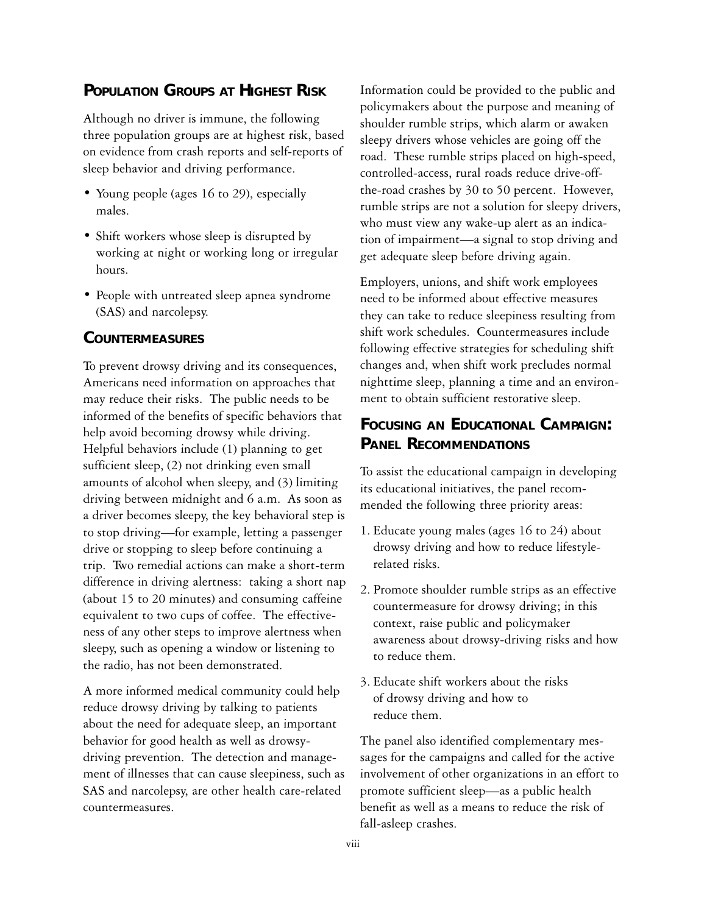## Population Groups at Highest Risk

Although no driver is immune, the following three population groups are at highest risk, based on evidence from crash reports and self-reports of sleep behavior and driving performance.

- Young people (ages 16 to 29), especially males.
- Shift workers whose sleep is disrupted by working at night or working long or irregular hours.
- People with untreated sleep apnea syndrome (SAS) and narcolepsy.

## Countermeasures

To prevent drowsy driving and its consequences, Americans need information on approaches that may reduce their risks. The public needs to be informed of the benefits of specific behaviors that help avoid becoming drowsy while driving. Helpful behaviors include (1) planning to get sufficient sleep, (2) not drinking even small amounts of alcohol when sleepy, and (3) limiting driving between midnight and 6 a.m. As soon as a driver becomes sleepy, the key behavioral step is to stop driving—for example, letting a passenger drive or stopping to sleep before continuing a trip. Two remedial actions can make a short-term difference in driving alertness: taking a short nap (about 15 to 20 minutes) and consuming caffeine equivalent to two cups of coffee. The effectiveness of any other steps to improve alertness when sleepy, such as opening a window or listening to the radio, has not been demonstrated.

A more informed medical community could help reduce drowsy driving by talking to patients about the need for adequate sleep, an important behavior for good health as well as drowsy-driving prevention. The detection and management of illnesses that can cause sleepiness, such as SAS and narcolepsy, are other health care-related countermeasures.

Information could be provided to the public and policymakers about the purpose and meaning of shoulder rumble strips, which alarm or awaken sleepy drivers whose vehicles are going off the road. These rumble strips placed on high-speed, controlled-access, rural roads reduce drive-off-the-road crashes by 30 to 50 percent. However, rumble strips are not a solution for sleepy drivers, who must view any wake-up alert as an indication of impairment—a signal to stop driving and get adequate sleep before driving again.

Employers, unions, and shift work employees need to be informed about effective measures they can take to reduce sleepiness resulting from shift work schedules. Countermeasures include following effective strategies for scheduling shift changes and, when shift work precludes normal nighttime sleep, planning a time and an environment to obtain sufficient restorative sleep.

## Focusing an Educational Campaign: Panel Recommendations

To assist the educational campaign in developing its educational initiatives, the panel recommended the following three priority areas:

1. Educate young males (ages 16 to 24) about drowsy driving and how to reduce lifestyle-related risks.
2. Promote shoulder rumble strips as an effective countermeasure for drowsy driving; in this context, raise public and policymaker awareness about drowsy-driving risks and how to reduce them.
3. Educate shift workers about the risks of drowsy driving and how to reduce them.

The panel also identified complementary messages for the campaigns and called for the active involvement of other organizations in an effort to promote sufficient sleep—as a public health benefit as well as a means to reduce the risk of fall-asleep crashes.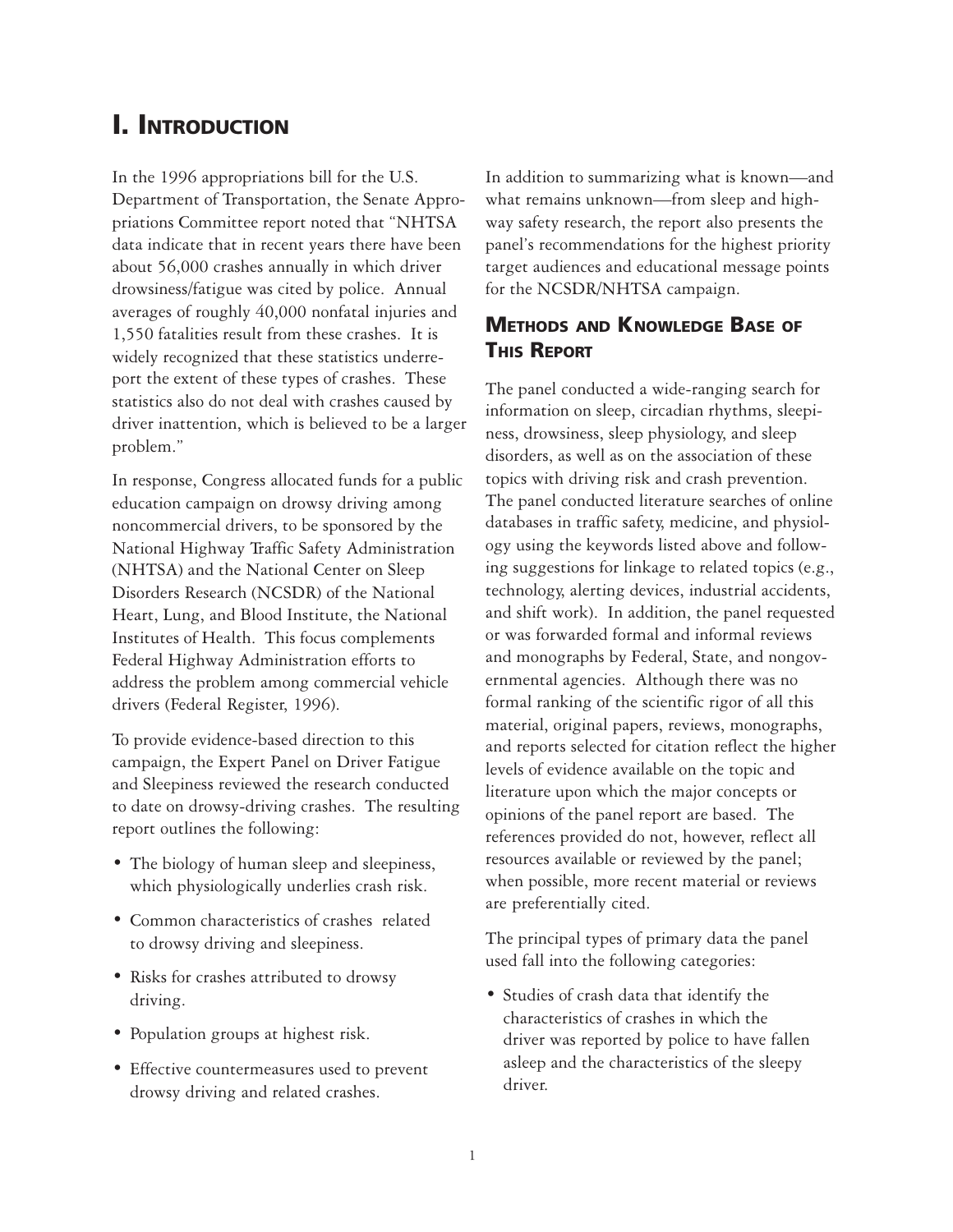# I. Introduction

In the 1996 appropriations bill for the U.S. Department of Transportation, the Senate Appropriations Committee report noted that "NHTSA data indicate that in recent years there have been about 56,000 crashes annually in which driver drowsiness/fatigue was cited by police. Annual averages of roughly 40,000 nonfatal injuries and 1,550 fatalities result from these crashes. It is widely recognized that these statistics underreport the extent of these types of crashes. These statistics also do not deal with crashes caused by driver inattention, which is believed to be a larger problem."

In response, Congress allocated funds for a public education campaign on drowsy driving among noncommercial drivers, to be sponsored by the National Highway Traffic Safety Administration (NHTSA) and the National Center on Sleep Disorders Research (NCSDR) of the National Heart, Lung, and Blood Institute, the National Institutes of Health. This focus complements Federal Highway Administration efforts to address the problem among commercial vehicle drivers (Federal Register, 1996).

To provide evidence-based direction to this campaign, the Expert Panel on Driver Fatigue and Sleepiness reviewed the research conducted to date on drowsy-driving crashes. The resulting report outlines the following:

- The biology of human sleep and sleepiness, which physiologically underlies crash risk.
- Common characteristics of crashes related to drowsy driving and sleepiness.
- Risks for crashes attributed to drowsy driving.
- Population groups at highest risk.
- Effective countermeasures used to prevent drowsy driving and related crashes.

In addition to summarizing what is known—and what remains unknown—from sleep and highway safety research, the report also presents the panel's recommendations for the highest priority target audiences and educational message points for the NCSDR/NHTSA campaign.

## Methods and Knowledge Base of This Report

The panel conducted a wide-ranging search for information on sleep, circadian rhythms, sleepiness, drowsiness, sleep physiology, and sleep disorders, as well as on the association of these topics with driving risk and crash prevention. The panel conducted literature searches of online databases in traffic safety, medicine, and physiology using the keywords listed above and following suggestions for linkage to related topics (e.g., technology, alerting devices, industrial accidents, and shift work). In addition, the panel requested or was forwarded formal and informal reviews and monographs by Federal, State, and nongovernmental agencies. Although there was no formal ranking of the scientific rigor of all this material, original papers, reviews, monographs, and reports selected for citation reflect the higher levels of evidence available on the topic and literature upon which the major concepts or opinions of the panel report are based. The references provided do not, however, reflect all resources available or reviewed by the panel; when possible, more recent material or reviews are preferentially cited.

The principal types of primary data the panel used fall into the following categories:

- Studies of crash data that identify the characteristics of crashes in which the driver was reported by police to have fallen asleep and the characteristics of the sleepy driver.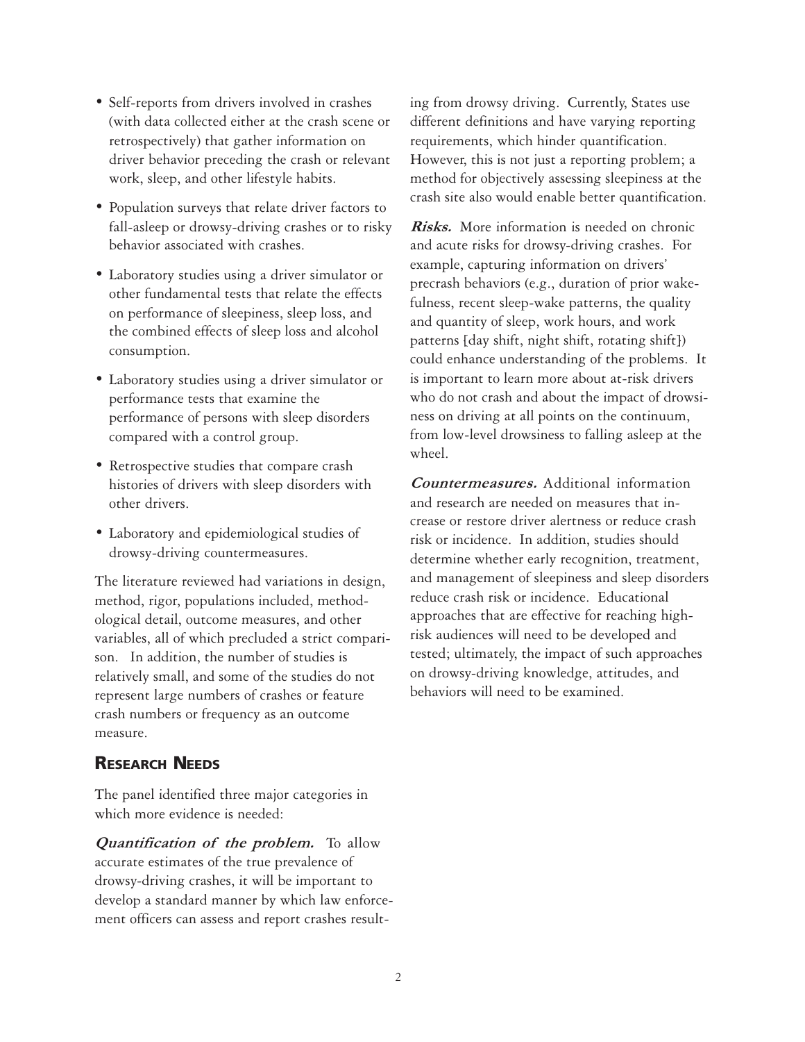- Self-reports from drivers involved in crashes (with data collected either at the crash scene or retrospectively) that gather information on driver behavior preceding the crash or relevant work, sleep, and other lifestyle habits.
- Population surveys that relate driver factors to fall-asleep or drowsy-driving crashes or to risky behavior associated with crashes.
- Laboratory studies using a driver simulator or other fundamental tests that relate the effects on performance of sleepiness, sleep loss, and the combined effects of sleep loss and alcohol consumption.
- Laboratory studies using a driver simulator or performance tests that examine the performance of persons with sleep disorders compared with a control group.
- Retrospective studies that compare crash histories of drivers with sleep disorders with other drivers.
- Laboratory and epidemiological studies of drowsy-driving countermeasures.

The literature reviewed had variations in design, method, rigor, populations included, methodological detail, outcome measures, and other variables, all of which precluded a strict comparison. In addition, the number of studies is relatively small, and some of the studies do not represent large numbers of crashes or feature crash numbers or frequency as an outcome measure.

## Research Needs

The panel identified three major categories in which more evidence is needed:

***Quantification of the problem.*** To allow accurate estimates of the true prevalence of drowsy-driving crashes, it will be important to develop a standard manner by which law enforcement officers can assess and report crashes resulting from drowsy driving. Currently, States use different definitions and have varying reporting requirements, which hinder quantification. However, this is not just a reporting problem; a method for objectively assessing sleepiness at the crash site also would enable better quantification.

***Risks.*** More information is needed on chronic and acute risks for drowsy-driving crashes. For example, capturing information on drivers' precrash behaviors (e.g., duration of prior wakefulness, recent sleep-wake patterns, the quality and quantity of sleep, work hours, and work patterns [day shift, night shift, rotating shift]) could enhance understanding of the problems. It is important to learn more about at-risk drivers who do not crash and about the impact of drowsiness on driving at all points on the continuum, from low-level drowsiness to falling asleep at the wheel.

***Countermeasures.*** Additional information and research are needed on measures that increase or restore driver alertness or reduce crash risk or incidence. In addition, studies should determine whether early recognition, treatment, and management of sleepiness and sleep disorders reduce crash risk or incidence. Educational approaches that are effective for reaching high-risk audiences will need to be developed and tested; ultimately, the impact of such approaches on drowsy-driving knowledge, attitudes, and behaviors will need to be examined.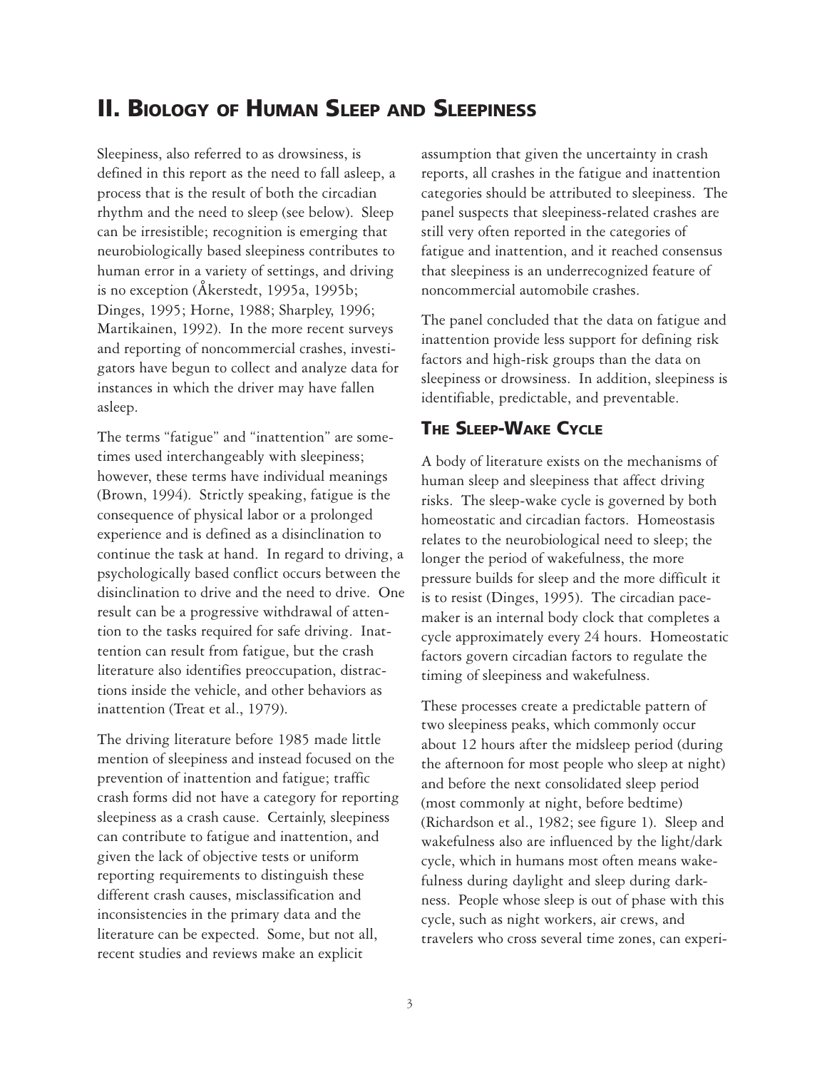# II. Biology of Human Sleep and Sleepiness

Sleepiness, also referred to as drowsiness, is defined in this report as the need to fall asleep, a process that is the result of both the circadian rhythm and the need to sleep (see below). Sleep can be irresistible; recognition is emerging that neurobiologically based sleepiness contributes to human error in a variety of settings, and driving is no exception (Åkerstedt, 1995a, 1995b; Dinges, 1995; Horne, 1988; Sharpley, 1996; Martikainen, 1992). In the more recent surveys and reporting of noncommercial crashes, investigators have begun to collect and analyze data for instances in which the driver may have fallen asleep.

The terms "fatigue" and "inattention" are sometimes used interchangeably with sleepiness; however, these terms have individual meanings (Brown, 1994). Strictly speaking, fatigue is the consequence of physical labor or a prolonged experience and is defined as a disinclination to continue the task at hand. In regard to driving, a psychologically based conflict occurs between the disinclination to drive and the need to drive. One result can be a progressive withdrawal of attention to the tasks required for safe driving. Inattention can result from fatigue, but the crash literature also identifies preoccupation, distractions inside the vehicle, and other behaviors as inattention (Treat et al., 1979).

The driving literature before 1985 made little mention of sleepiness and instead focused on the prevention of inattention and fatigue; traffic crash forms did not have a category for reporting sleepiness as a crash cause. Certainly, sleepiness can contribute to fatigue and inattention, and given the lack of objective tests or uniform reporting requirements to distinguish these different crash causes, misclassification and inconsistencies in the primary data and the literature can be expected. Some, but not all, recent studies and reviews make an explicit assumption that given the uncertainty in crash reports, all crashes in the fatigue and inattention categories should be attributed to sleepiness. The panel suspects that sleepiness-related crashes are still very often reported in the categories of fatigue and inattention, and it reached consensus that sleepiness is an underrecognized feature of noncommercial automobile crashes.

The panel concluded that the data on fatigue and inattention provide less support for defining risk factors and high-risk groups than the data on sleepiness or drowsiness. In addition, sleepiness is identifiable, predictable, and preventable.

## The Sleep-Wake Cycle

A body of literature exists on the mechanisms of human sleep and sleepiness that affect driving risks. The sleep-wake cycle is governed by both homeostatic and circadian factors. Homeostasis relates to the neurobiological need to sleep; the longer the period of wakefulness, the more pressure builds for sleep and the more difficult it is to resist (Dinges, 1995). The circadian pacemaker is an internal body clock that completes a cycle approximately every 24 hours. Homeostatic factors govern circadian factors to regulate the timing of sleepiness and wakefulness.

These processes create a predictable pattern of two sleepiness peaks, which commonly occur about 12 hours after the midsleep period (during the afternoon for most people who sleep at night) and before the next consolidated sleep period (most commonly at night, before bedtime) (Richardson et al., 1982; see figure 1). Sleep and wakefulness also are influenced by the light/dark cycle, which in humans most often means wakefulness during daylight and sleep during darkness. People whose sleep is out of phase with this cycle, such as night workers, air crews, and travelers who cross several time zones, can experi-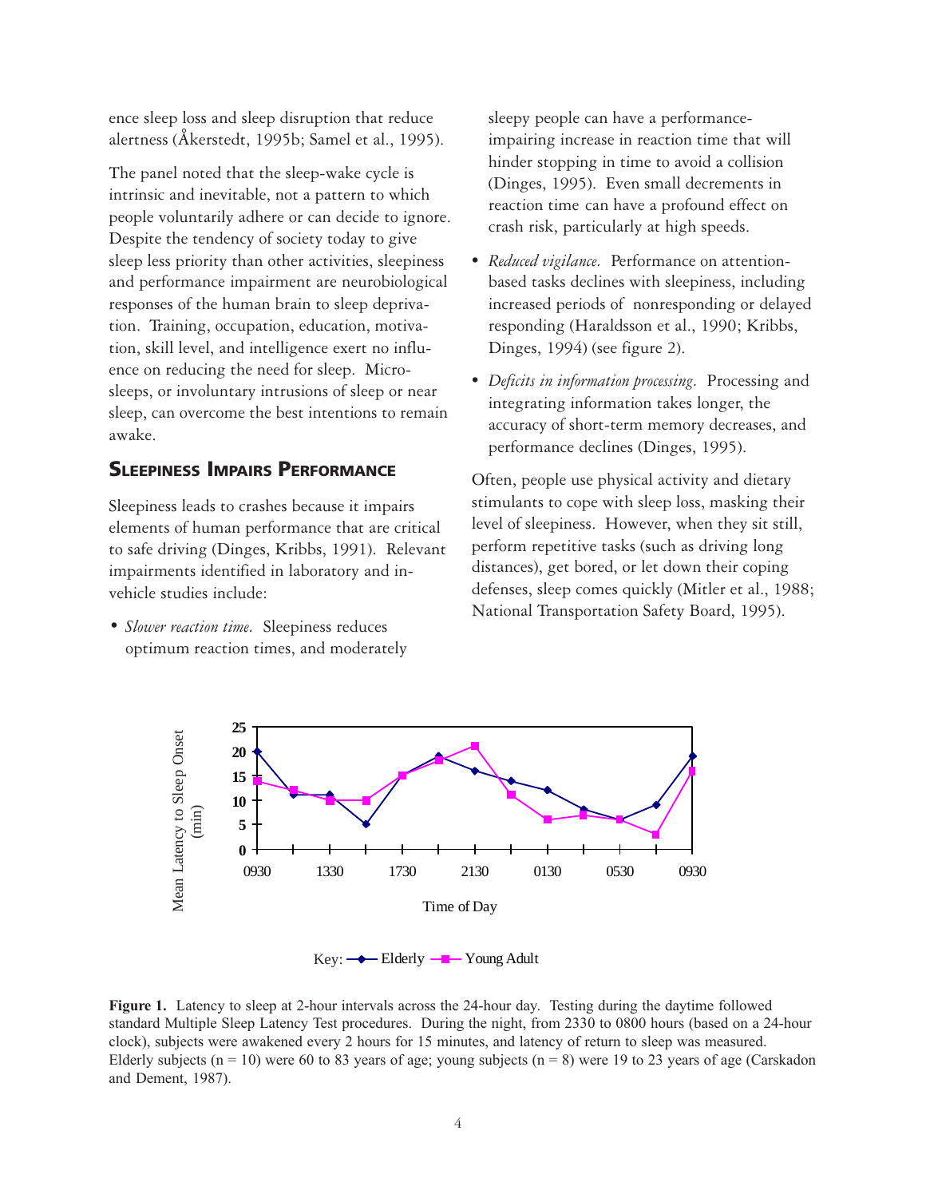ence sleep loss and sleep disruption that reduce alertness (Åkerstedt, 1995b; Samel et al., 1995).

The panel noted that the sleep-wake cycle is intrinsic and inevitable, not a pattern to which people voluntarily adhere or can decide to ignore. Despite the tendency of society today to give sleep less priority than other activities, sleepiness and performance impairment are neurobiological responses of the human brain to sleep deprivation. Training, occupation, education, motivation, skill level, and intelligence exert no influence on reducing the need for sleep. Microsleeps, or involuntary intrusions of sleep or near sleep, can overcome the best intentions to remain awake.

## Sleepiness Impairs Performance

Sleepiness leads to crashes because it impairs elements of human performance that are critical to safe driving (Dinges, Kribbs, 1991). Relevant impairments identified in laboratory and in-vehicle studies include:

- *Slower reaction time.* Sleepiness reduces optimum reaction times, and moderately sleepy people can have a performance-impairing increase in reaction time that will hinder stopping in time to avoid a collision (Dinges, 1995). Even small decrements in reaction time can have a profound effect on crash risk, particularly at high speeds.
- *Reduced vigilance.* Performance on attention-based tasks declines with sleepiness, including increased periods of nonresponding or delayed responding (Haraldsson et al., 1990; Kribbs, Dinges, 1994) (see figure 2).
- *Deficits in information processing.* Processing and integrating information takes longer, the accuracy of short-term memory decreases, and performance declines (Dinges, 1995).

Often, people use physical activity and dietary stimulants to cope with sleep loss, masking their level of sleepiness. However, when they sit still, perform repetitive tasks (such as driving long distances), get bored, or let down their coping defenses, sleep comes quickly (Mitler et al., 1988; National Transportation Safety Board, 1995).

**Figure 1.** Latency to sleep at 2-hour intervals across the 24-hour day. Testing during the daytime followed standard Multiple Sleep Latency Test procedures. During the night, from 2330 to 0800 hours (based on a 24-hour clock), subjects were awakened every 2 hours for 15 minutes, and latency of return to sleep was measured. Elderly subjects (n = 10) were 60 to 83 years of age; young subjects (n = 8) were 19 to 23 years of age (Carskadon and Dement, 1987).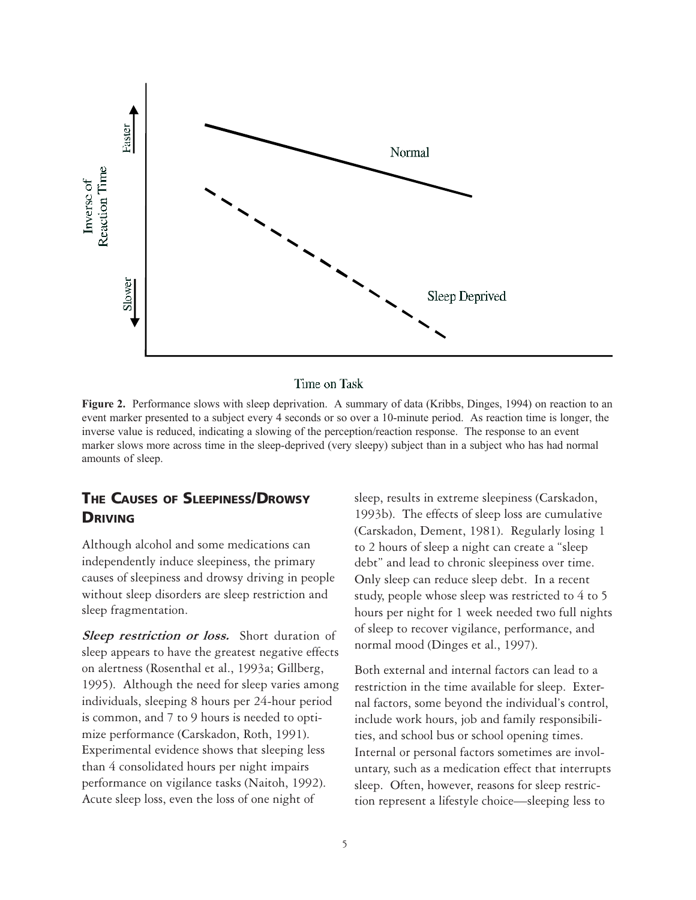**Figure 2.** Performance slows with sleep deprivation. A summary of data (Kribbs, Dinges, 1994) on reaction to an event marker presented to a subject every 4 seconds or so over a 10-minute period. As reaction time is longer, the inverse value is reduced, indicating a slowing of the perception/reaction response. The response to an event marker slows more across time in the sleep-deprived (very sleepy) subject than in a subject who has had normal amounts of sleep.

## The Causes of Sleepiness/Drowsy Driving

Although alcohol and some medications can independently induce sleepiness, the primary causes of sleepiness and drowsy driving in people without sleep disorders are sleep restriction and sleep fragmentation.

***Sleep restriction or loss.*** Short duration of sleep appears to have the greatest negative effects on alertness (Rosenthal et al., 1993a; Gillberg, 1995). Although the need for sleep varies among individuals, sleeping 8 hours per 24-hour period is common, and 7 to 9 hours is needed to optimize performance (Carskadon, Roth, 1991). Experimental evidence shows that sleeping less than 4 consolidated hours per night impairs performance on vigilance tasks (Naitoh, 1992). Acute sleep loss, even the loss of one night of sleep, results in extreme sleepiness (Carskadon, 1993b). The effects of sleep loss are cumulative (Carskadon, Dement, 1981). Regularly losing 1 to 2 hours of sleep a night can create a "sleep debt" and lead to chronic sleepiness over time. Only sleep can reduce sleep debt. In a recent study, people whose sleep was restricted to 4 to 5 hours per night for 1 week needed two full nights of sleep to recover vigilance, performance, and normal mood (Dinges et al., 1997).

Both external and internal factors can lead to a restriction in the time available for sleep. External factors, some beyond the individual's control, include work hours, job and family responsibilities, and school bus or school opening times. Internal or personal factors sometimes are involuntary, such as a medication effect that interrupts sleep. Often, however, reasons for sleep restriction represent a lifestyle choice—sleeping less to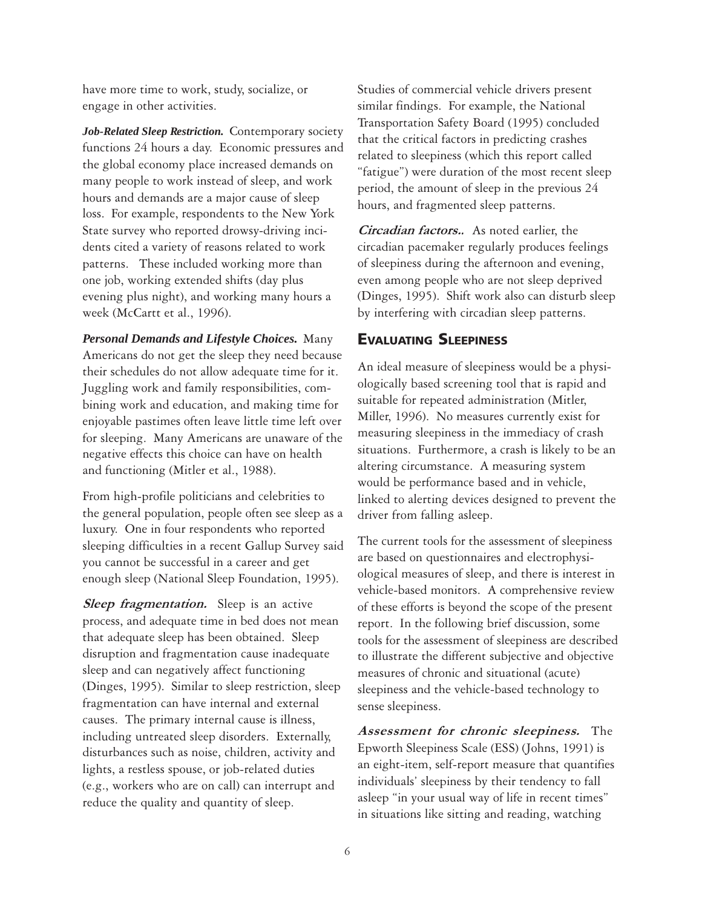have more time to work, study, socialize, or engage in other activities.

***Job-Related Sleep Restriction.*** Contemporary society functions 24 hours a day. Economic pressures and the global economy place increased demands on many people to work instead of sleep, and work hours and demands are a major cause of sleep loss. For example, respondents to the New York State survey who reported drowsy-driving incidents cited a variety of reasons related to work patterns. These included working more than one job, working extended shifts (day plus evening plus night), and working many hours a week (McCartt et al., 1996).

***Personal Demands and Lifestyle Choices.*** Many Americans do not get the sleep they need because their schedules do not allow adequate time for it. Juggling work and family responsibilities, combining work and education, and making time for enjoyable pastimes often leave little time left over for sleeping. Many Americans are unaware of the negative effects this choice can have on health and functioning (Mitler et al., 1988).

From high-profile politicians and celebrities to the general population, people often see sleep as a luxury. One in four respondents who reported sleeping difficulties in a recent Gallup Survey said you cannot be successful in a career and get enough sleep (National Sleep Foundation, 1995).

***Sleep fragmentation.*** Sleep is an active process, and adequate time in bed does not mean that adequate sleep has been obtained. Sleep disruption and fragmentation cause inadequate sleep and can negatively affect functioning (Dinges, 1995). Similar to sleep restriction, sleep fragmentation can have internal and external causes. The primary internal cause is illness, including untreated sleep disorders. Externally, disturbances such as noise, children, activity and lights, a restless spouse, or job-related duties (e.g., workers who are on call) can interrupt and reduce the quality and quantity of sleep.

Studies of commercial vehicle drivers present similar findings. For example, the National Transportation Safety Board (1995) concluded that the critical factors in predicting crashes related to sleepiness (which this report called "fatigue") were duration of the most recent sleep period, the amount of sleep in the previous 24 hours, and fragmented sleep patterns.

***Circadian factors..*** As noted earlier, the circadian pacemaker regularly produces feelings of sleepiness during the afternoon and evening, even among people who are not sleep deprived (Dinges, 1995). Shift work also can disturb sleep by interfering with circadian sleep patterns.

## Evaluating Sleepiness

An ideal measure of sleepiness would be a physiologically based screening tool that is rapid and suitable for repeated administration (Mitler, Miller, 1996). No measures currently exist for measuring sleepiness in the immediacy of crash situations. Furthermore, a crash is likely to be an altering circumstance. A measuring system would be performance based and in vehicle, linked to alerting devices designed to prevent the driver from falling asleep.

The current tools for the assessment of sleepiness are based on questionnaires and electrophysiological measures of sleep, and there is interest in vehicle-based monitors. A comprehensive review of these efforts is beyond the scope of the present report. In the following brief discussion, some tools for the assessment of sleepiness are described to illustrate the different subjective and objective measures of chronic and situational (acute) sleepiness and the vehicle-based technology to sense sleepiness.

***Assessment for chronic sleepiness.*** The Epworth Sleepiness Scale (ESS) (Johns, 1991) is an eight-item, self-report measure that quantifies individuals' sleepiness by their tendency to fall asleep "in your usual way of life in recent times" in situations like sitting and reading, watching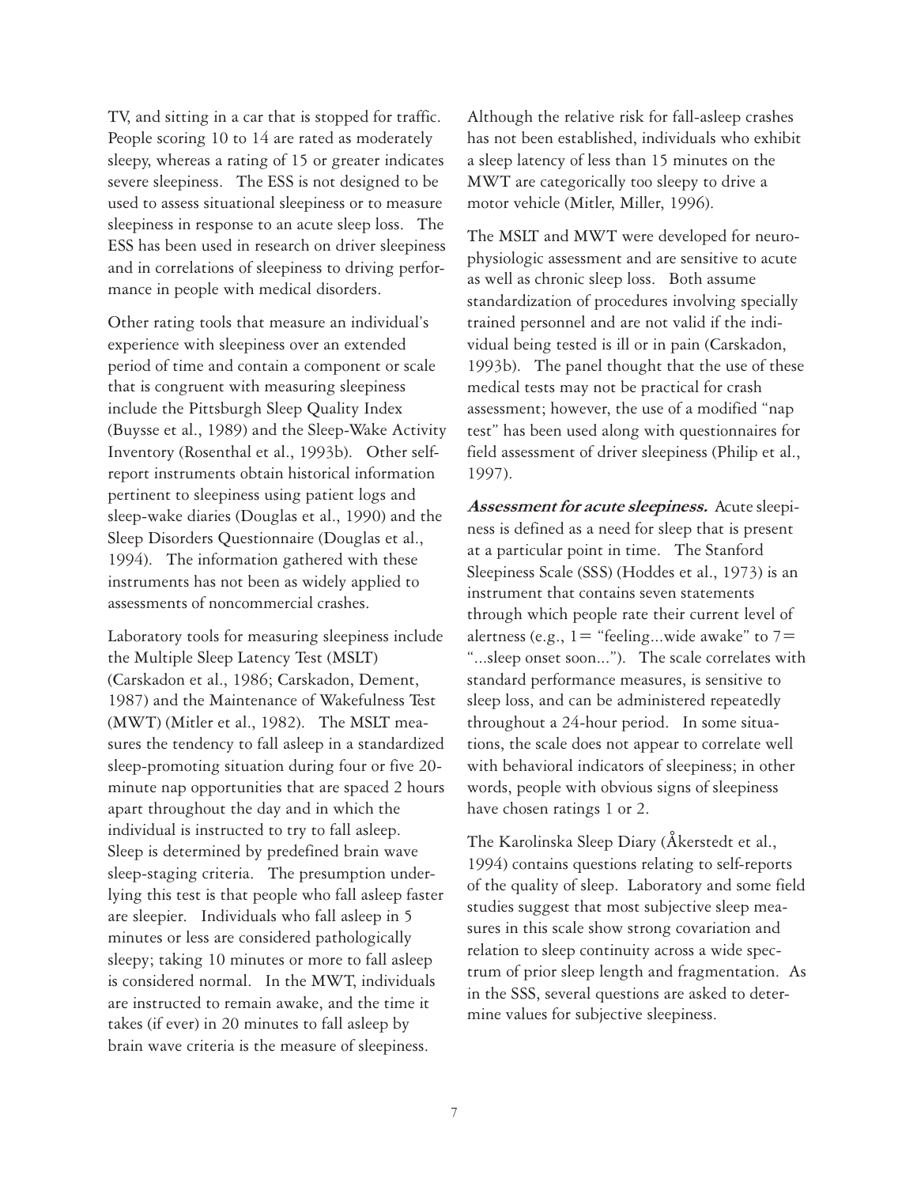TV, and sitting in a car that is stopped for traffic. People scoring 10 to 14 are rated as moderately sleepy, whereas a rating of 15 or greater indicates severe sleepiness. The ESS is not designed to be used to assess situational sleepiness or to measure sleepiness in response to an acute sleep loss. The ESS has been used in research on driver sleepiness and in correlations of sleepiness to driving performance in people with medical disorders.

Other rating tools that measure an individual's experience with sleepiness over an extended period of time and contain a component or scale that is congruent with measuring sleepiness include the Pittsburgh Sleep Quality Index (Buysse et al., 1989) and the Sleep-Wake Activity Inventory (Rosenthal et al., 1993b). Other self-report instruments obtain historical information pertinent to sleepiness using patient logs and sleep-wake diaries (Douglas et al., 1990) and the Sleep Disorders Questionnaire (Douglas et al., 1994). The information gathered with these instruments has not been as widely applied to assessments of noncommercial crashes.

Laboratory tools for measuring sleepiness include the Multiple Sleep Latency Test (MSLT) (Carskadon et al., 1986; Carskadon, Dement, 1987) and the Maintenance of Wakefulness Test (MWT) (Mitler et al., 1982). The MSLT measures the tendency to fall asleep in a standardized sleep-promoting situation during four or five 20-minute nap opportunities that are spaced 2 hours apart throughout the day and in which the individual is instructed to try to fall asleep. Sleep is determined by predefined brain wave sleep-staging criteria. The presumption underlying this test is that people who fall asleep faster are sleepier. Individuals who fall asleep in 5 minutes or less are considered pathologically sleepy; taking 10 minutes or more to fall asleep is considered normal. In the MWT, individuals are instructed to remain awake, and the time it takes (if ever) in 20 minutes to fall asleep by brain wave criteria is the measure of sleepiness. Although the relative risk for fall-asleep crashes has not been established, individuals who exhibit a sleep latency of less than 15 minutes on the MWT are categorically too sleepy to drive a motor vehicle (Mitler, Miller, 1996).

The MSLT and MWT were developed for neurophysiologic assessment and are sensitive to acute as well as chronic sleep loss. Both assume standardization of procedures involving specially trained personnel and are not valid if the individual being tested is ill or in pain (Carskadon, 1993b). The panel thought that the use of these medical tests may not be practical for crash assessment; however, the use of a modified "nap test" has been used along with questionnaires for field assessment of driver sleepiness (Philip et al., 1997).

***Assessment for acute sleepiness.*** Acute sleepiness is defined as a need for sleep that is present at a particular point in time. The Stanford Sleepiness Scale (SSS) (Hoddes et al., 1973) is an instrument that contains seven statements through which people rate their current level of alertness (e.g., 1= "feeling...wide awake" to 7= "...sleep onset soon..."). The scale correlates with standard performance measures, is sensitive to sleep loss, and can be administered repeatedly throughout a 24-hour period. In some situations, the scale does not appear to correlate well with behavioral indicators of sleepiness; in other words, people with obvious signs of sleepiness have chosen ratings 1 or 2.

The Karolinska Sleep Diary (Åkerstedt et al., 1994) contains questions relating to self-reports of the quality of sleep. Laboratory and some field studies suggest that most subjective sleep measures in this scale show strong covariation and relation to sleep continuity across a wide spectrum of prior sleep length and fragmentation. As in the SSS, several questions are asked to determine values for subjective sleepiness.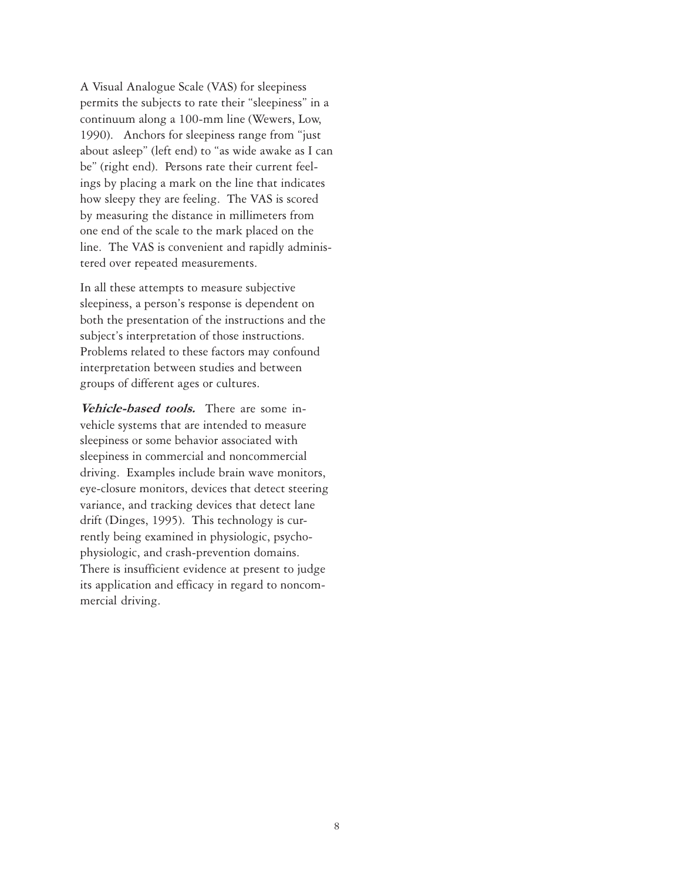A Visual Analogue Scale (VAS) for sleepiness permits the subjects to rate their "sleepiness" in a continuum along a 100-mm line (Wewers, Low, 1990). Anchors for sleepiness range from "just about asleep" (left end) to "as wide awake as I can be" (right end). Persons rate their current feelings by placing a mark on the line that indicates how sleepy they are feeling. The VAS is scored by measuring the distance in millimeters from one end of the scale to the mark placed on the line. The VAS is convenient and rapidly administered over repeated measurements.

In all these attempts to measure subjective sleepiness, a person's response is dependent on both the presentation of the instructions and the subject's interpretation of those instructions. Problems related to these factors may confound interpretation between studies and between groups of different ages or cultures.

***Vehicle-based tools.*** There are some in-vehicle systems that are intended to measure sleepiness or some behavior associated with sleepiness in commercial and noncommercial driving. Examples include brain wave monitors, eye-closure monitors, devices that detect steering variance, and tracking devices that detect lane drift (Dinges, 1995). This technology is currently being examined in physiologic, psychophysiologic, and crash-prevention domains. There is insufficient evidence at present to judge its application and efficacy in regard to noncommercial driving.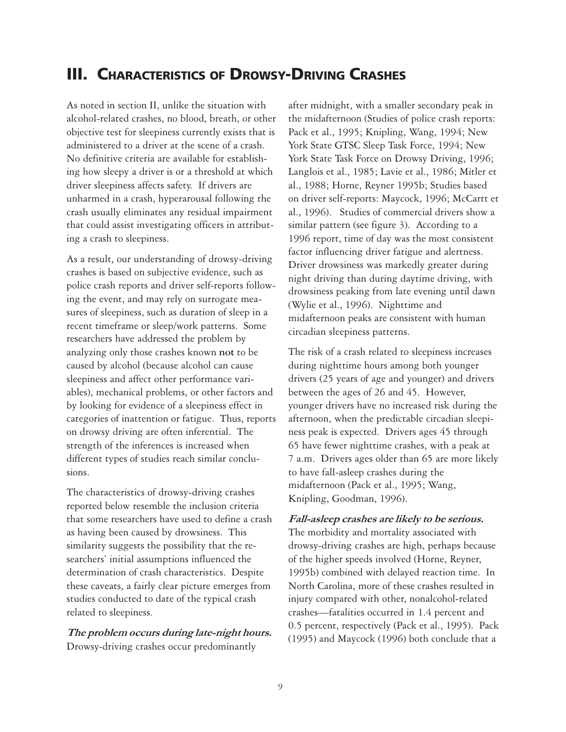# III. Characteristics of Drowsy-Driving Crashes

As noted in section II, unlike the situation with alcohol-related crashes, no blood, breath, or other objective test for sleepiness currently exists that is administered to a driver at the scene of a crash. No definitive criteria are available for establishing how sleepy a driver is or a threshold at which driver sleepiness affects safety. If drivers are unharmed in a crash, hyperarousal following the crash usually eliminates any residual impairment that could assist investigating officers in attributing a crash to sleepiness.

As a result, our understanding of drowsy-driving crashes is based on subjective evidence, such as police crash reports and driver self-reports following the event, and may rely on surrogate measures of sleepiness, such as duration of sleep in a recent timeframe or sleep/work patterns. Some researchers have addressed the problem by analyzing only those crashes known **not** to be caused by alcohol (because alcohol can cause sleepiness and affect other performance variables), mechanical problems, or other factors and by looking for evidence of a sleepiness effect in categories of inattention or fatigue. Thus, reports on drowsy driving are often inferential. The strength of the inferences is increased when different types of studies reach similar conclusions.

The characteristics of drowsy-driving crashes reported below resemble the inclusion criteria that some researchers have used to define a crash as having been caused by drowsiness. This similarity suggests the possibility that the researchers' initial assumptions influenced the determination of crash characteristics. Despite these caveats, a fairly clear picture emerges from studies conducted to date of the typical crash related to sleepiness.

***The problem occurs during late-night hours.*** Drowsy-driving crashes occur predominantly after midnight, with a smaller secondary peak in the midafternoon (Studies of police crash reports: Pack et al., 1995; Knipling, Wang, 1994; New York State GTSC Sleep Task Force, 1994; New York State Task Force on Drowsy Driving, 1996; Langlois et al., 1985; Lavie et al., 1986; Mitler et al., 1988; Horne, Reyner 1995b; Studies based on driver self-reports: Maycock, 1996; McCartt et al., 1996). Studies of commercial drivers show a similar pattern (see figure 3). According to a 1996 report, time of day was the most consistent factor influencing driver fatigue and alertness. Driver drowsiness was markedly greater during night driving than during daytime driving, with drowsiness peaking from late evening until dawn (Wylie et al., 1996). Nighttime and midafternoon peaks are consistent with human circadian sleepiness patterns.

The risk of a crash related to sleepiness increases during nighttime hours among both younger drivers (25 years of age and younger) and drivers between the ages of 26 and 45. However, younger drivers have no increased risk during the afternoon, when the predictable circadian sleepiness peak is expected. Drivers ages 45 through 65 have fewer nighttime crashes, with a peak at 7 a.m. Drivers ages older than 65 are more likely to have fall-asleep crashes during the midafternoon (Pack et al., 1995; Wang, Knipling, Goodman, 1996).

***Fall-asleep crashes are likely to be serious.*** The morbidity and mortality associated with drowsy-driving crashes are high, perhaps because of the higher speeds involved (Horne, Reyner, 1995b) combined with delayed reaction time. In North Carolina, more of these crashes resulted in injury compared with other, nonalcohol-related crashes—fatalities occurred in 1.4 percent and 0.5 percent, respectively (Pack et al., 1995). Pack (1995) and Maycock (1996) both conclude that a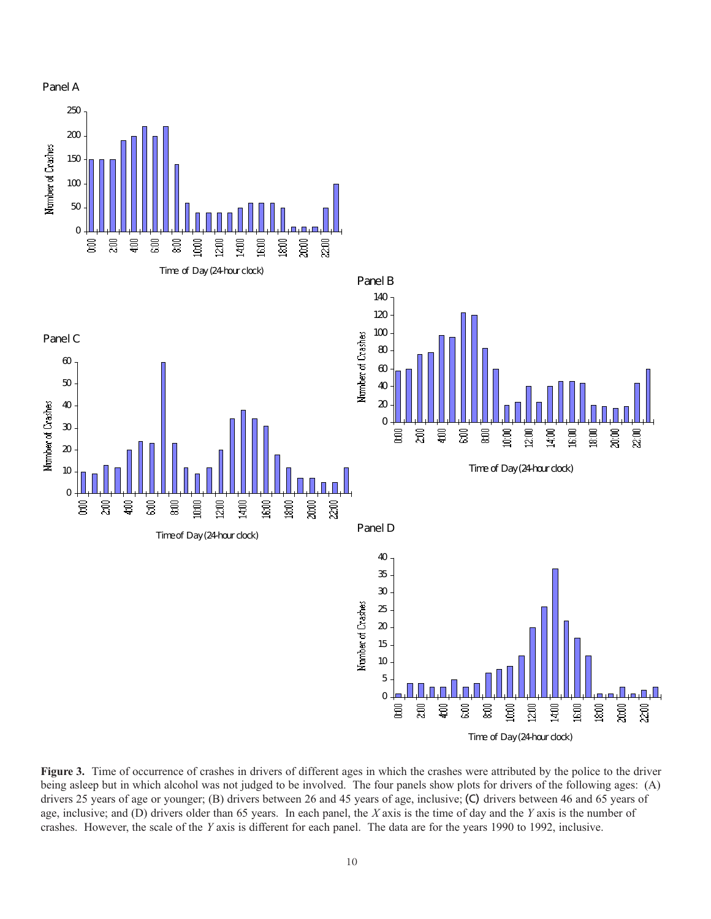**Figure 3.** Time of occurrence of crashes in drivers of different ages in which the crashes were attributed by the police to the driver being asleep but in which alcohol was not judged to be involved. The four panels show plots for drivers of the following ages: (A) drivers 25 years of age or younger; (B) drivers between 26 and 45 years of age, inclusive; (C) drivers between 46 and 65 years of age, inclusive; and (D) drivers older than 65 years. In each panel, the *X* axis is the time of day and the *Y* axis is the number of crashes. However, the scale of the *Y* axis is different for each panel. The data are for the years 1990 to 1992, inclusive.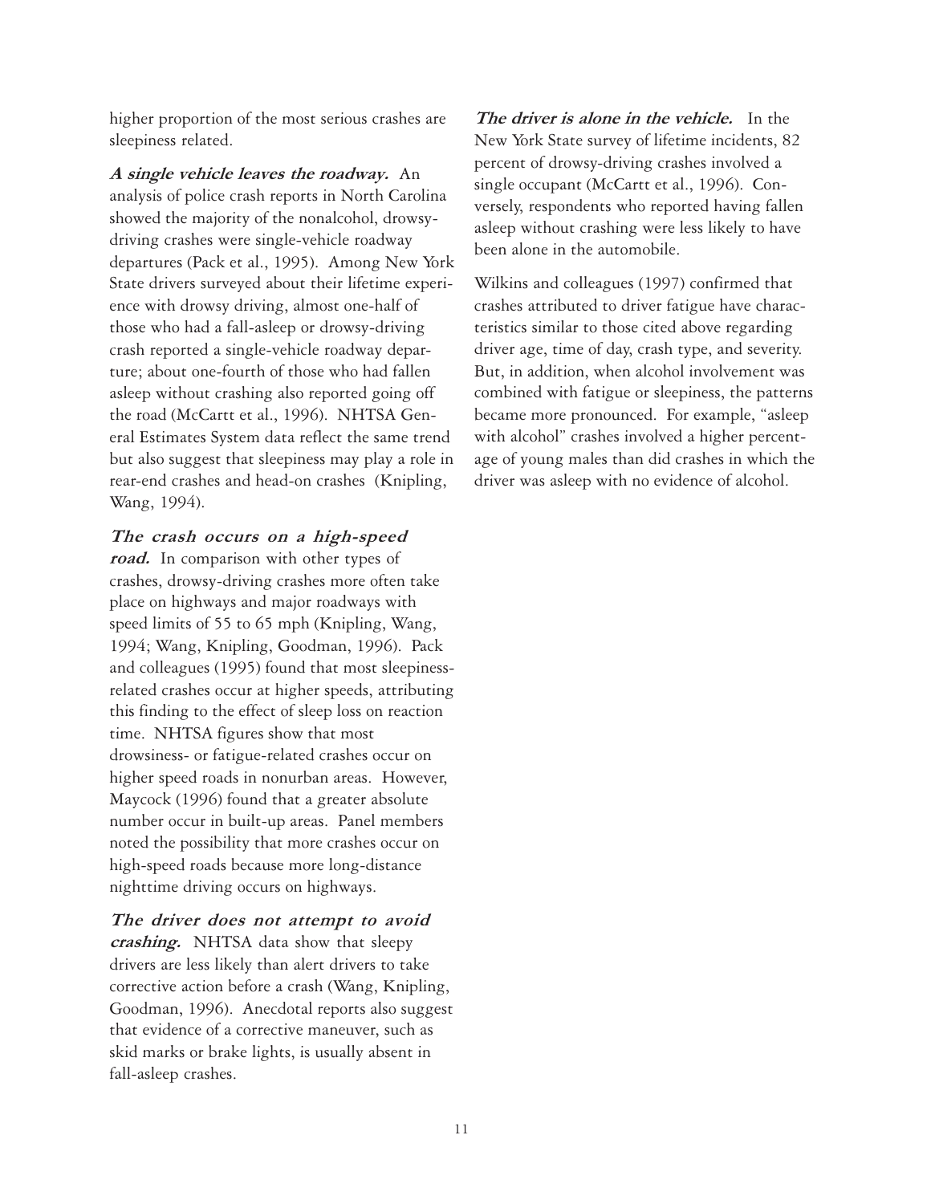higher proportion of the most serious crashes are sleepiness related.

***A single vehicle leaves the roadway.*** An analysis of police crash reports in North Carolina showed the majority of the nonalcohol, drowsy-driving crashes were single-vehicle roadway departures (Pack et al., 1995). Among New York State drivers surveyed about their lifetime experience with drowsy driving, almost one-half of those who had a fall-asleep or drowsy-driving crash reported a single-vehicle roadway departure; about one-fourth of those who had fallen asleep without crashing also reported going off the road (McCartt et al., 1996). NHTSA General Estimates System data reflect the same trend but also suggest that sleepiness may play a role in rear-end crashes and head-on crashes (Knipling, Wang, 1994).

***The crash occurs on a high-speed road.*** In comparison with other types of crashes, drowsy-driving crashes more often take place on highways and major roadways with speed limits of 55 to 65 mph (Knipling, Wang, 1994; Wang, Knipling, Goodman, 1996). Pack and colleagues (1995) found that most sleepiness-related crashes occur at higher speeds, attributing this finding to the effect of sleep loss on reaction time. NHTSA figures show that most drowsiness- or fatigue-related crashes occur on higher speed roads in nonurban areas. However, Maycock (1996) found that a greater absolute number occur in built-up areas. Panel members noted the possibility that more crashes occur on high-speed roads because more long-distance nighttime driving occurs on highways.

***The driver does not attempt to avoid crashing.*** NHTSA data show that sleepy drivers are less likely than alert drivers to take corrective action before a crash (Wang, Knipling, Goodman, 1996). Anecdotal reports also suggest that evidence of a corrective maneuver, such as skid marks or brake lights, is usually absent in fall-asleep crashes.

***The driver is alone in the vehicle.*** In the New York State survey of lifetime incidents, 82 percent of drowsy-driving crashes involved a single occupant (McCartt et al., 1996). Conversely, respondents who reported having fallen asleep without crashing were less likely to have been alone in the automobile.

Wilkins and colleagues (1997) confirmed that crashes attributed to driver fatigue have characteristics similar to those cited above regarding driver age, time of day, crash type, and severity. But, in addition, when alcohol involvement was combined with fatigue or sleepiness, the patterns became more pronounced. For example, "asleep with alcohol" crashes involved a higher percentage of young males than did crashes in which the driver was asleep with no evidence of alcohol.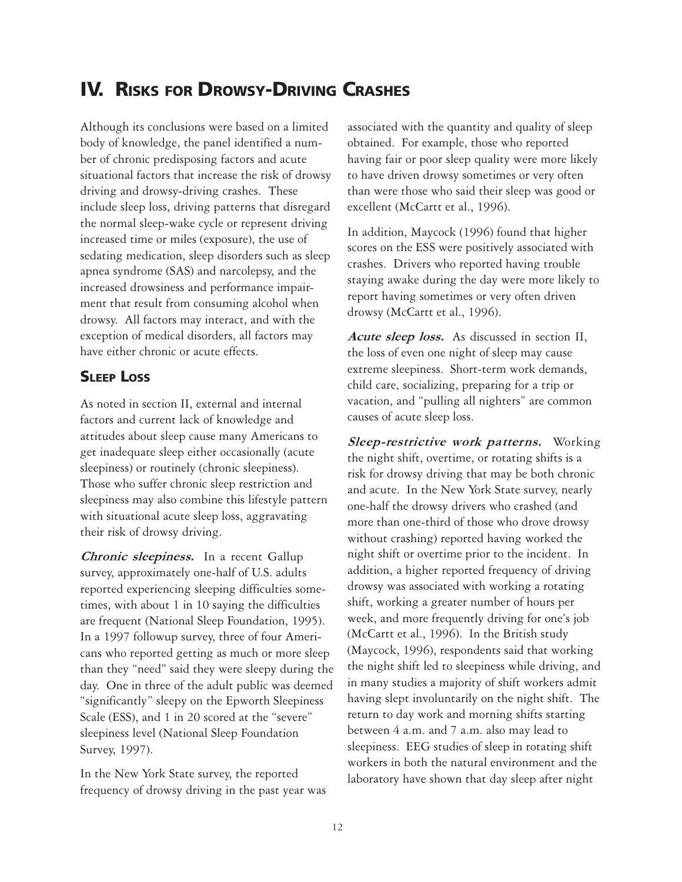## IV. Risks for Drowsy-Driving Crashes

Although its conclusions were based on a limited body of knowledge, the panel identified a number of chronic predisposing factors and acute situational factors that increase the risk of drowsy driving and drowsy-driving crashes. These include sleep loss, driving patterns that disregard the normal sleep-wake cycle or represent driving increased time or miles (exposure), the use of sedating medication, sleep disorders such as sleep apnea syndrome (SAS) and narcolepsy, and the increased drowsiness and performance impairment that result from consuming alcohol when drowsy. All factors may interact, and with the exception of medical disorders, all factors may have either chronic or acute effects.

### Sleep Loss

As noted in section II, external and internal factors and current lack of knowledge and attitudes about sleep cause many Americans to get inadequate sleep either occasionally (acute sleepiness) or routinely (chronic sleepiness). Those who suffer chronic sleep restriction and sleepiness may also combine this lifestyle pattern with situational acute sleep loss, aggravating their risk of drowsy driving.

***Chronic sleepiness.*** In a recent Gallup survey, approximately one-half of U.S. adults reported experiencing sleeping difficulties sometimes, with about 1 in 10 saying the difficulties are frequent (National Sleep Foundation, 1995). In a 1997 followup survey, three of four Americans who reported getting as much or more sleep than they "need" said they were sleepy during the day. One in three of the adult public was deemed "significantly" sleepy on the Epworth Sleepiness Scale (ESS), and 1 in 20 scored at the "severe" sleepiness level (National Sleep Foundation Survey, 1997).

In the New York State survey, the reported frequency of drowsy driving in the past year was associated with the quantity and quality of sleep obtained. For example, those who reported having fair or poor sleep quality were more likely to have driven drowsy sometimes or very often than were those who said their sleep was good or excellent (McCartt et al., 1996).

In addition, Maycock (1996) found that higher scores on the ESS were positively associated with crashes. Drivers who reported having trouble staying awake during the day were more likely to report having sometimes or very often driven drowsy (McCartt et al., 1996).

***Acute sleep loss.*** As discussed in section II, the loss of even one night of sleep may cause extreme sleepiness. Short-term work demands, child care, socializing, preparing for a trip or vacation, and "pulling all nighters" are common causes of acute sleep loss.

***Sleep-restrictive work patterns.*** Working the night shift, overtime, or rotating shifts is a risk for drowsy driving that may be both chronic and acute. In the New York State survey, nearly one-half the drowsy drivers who crashed (and more than one-third of those who drove drowsy without crashing) reported having worked the night shift or overtime prior to the incident. In addition, a higher reported frequency of driving drowsy was associated with working a rotating shift, working a greater number of hours per week, and more frequently driving for one's job (McCartt et al., 1996). In the British study (Maycock, 1996), respondents said that working the night shift led to sleepiness while driving, and in many studies a majority of shift workers admit having slept involuntarily on the night shift. The return to day work and morning shifts starting between 4 a.m. and 7 a.m. also may lead to sleepiness. EEG studies of sleep in rotating shift workers in both the natural environment and the laboratory have shown that day sleep after night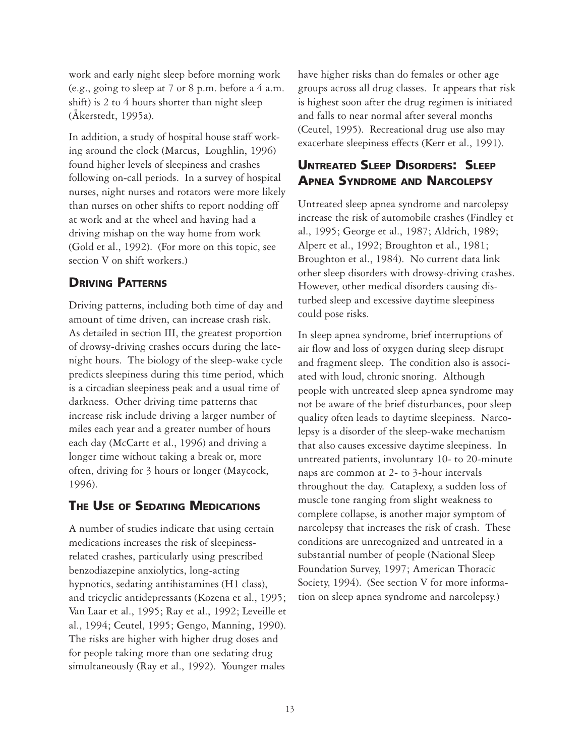work and early night sleep before morning work (e.g., going to sleep at 7 or 8 p.m. before a 4 a.m. shift) is 2 to 4 hours shorter than night sleep (Åkerstedt, 1995a).

In addition, a study of hospital house staff working around the clock (Marcus, Loughlin, 1996) found higher levels of sleepiness and crashes following on-call periods. In a survey of hospital nurses, night nurses and rotators were more likely than nurses on other shifts to report nodding off at work and at the wheel and having had a driving mishap on the way home from work (Gold et al., 1992). (For more on this topic, see section V on shift workers.)

## Driving Patterns

Driving patterns, including both time of day and amount of time driven, can increase crash risk. As detailed in section III, the greatest proportion of drowsy-driving crashes occurs during the late-night hours. The biology of the sleep-wake cycle predicts sleepiness during this time period, which is a circadian sleepiness peak and a usual time of darkness. Other driving time patterns that increase risk include driving a larger number of miles each year and a greater number of hours each day (McCartt et al., 1996) and driving a longer time without taking a break or, more often, driving for 3 hours or longer (Maycock, 1996).

## The Use of Sedating Medications

A number of studies indicate that using certain medications increases the risk of sleepiness-related crashes, particularly using prescribed benzodiazepine anxiolytics, long-acting hypnotics, sedating antihistamines (H1 class), and tricyclic antidepressants (Kozena et al., 1995; Van Laar et al., 1995; Ray et al., 1992; Leveille et al., 1994; Ceutel, 1995; Gengo, Manning, 1990). The risks are higher with higher drug doses and for people taking more than one sedating drug simultaneously (Ray et al., 1992). Younger males have higher risks than do females or other age groups across all drug classes. It appears that risk is highest soon after the drug regimen is initiated and falls to near normal after several months (Ceutel, 1995). Recreational drug use also may exacerbate sleepiness effects (Kerr et al., 1991).

## Untreated Sleep Disorders: Sleep Apnea Syndrome and Narcolepsy

Untreated sleep apnea syndrome and narcolepsy increase the risk of automobile crashes (Findley et al., 1995; George et al., 1987; Aldrich, 1989; Alpert et al., 1992; Broughton et al., 1981; Broughton et al., 1984). No current data link other sleep disorders with drowsy-driving crashes. However, other medical disorders causing disturbed sleep and excessive daytime sleepiness could pose risks.

In sleep apnea syndrome, brief interruptions of air flow and loss of oxygen during sleep disrupt and fragment sleep. The condition also is associated with loud, chronic snoring. Although people with untreated sleep apnea syndrome may not be aware of the brief disturbances, poor sleep quality often leads to daytime sleepiness. Narcolepsy is a disorder of the sleep-wake mechanism that also causes excessive daytime sleepiness. In untreated patients, involuntary 10- to 20-minute naps are common at 2- to 3-hour intervals throughout the day. Cataplexy, a sudden loss of muscle tone ranging from slight weakness to complete collapse, is another major symptom of narcolepsy that increases the risk of crash. These conditions are unrecognized and untreated in a substantial number of people (National Sleep Foundation Survey, 1997; American Thoracic Society, 1994). (See section V for more information on sleep apnea syndrome and narcolepsy.)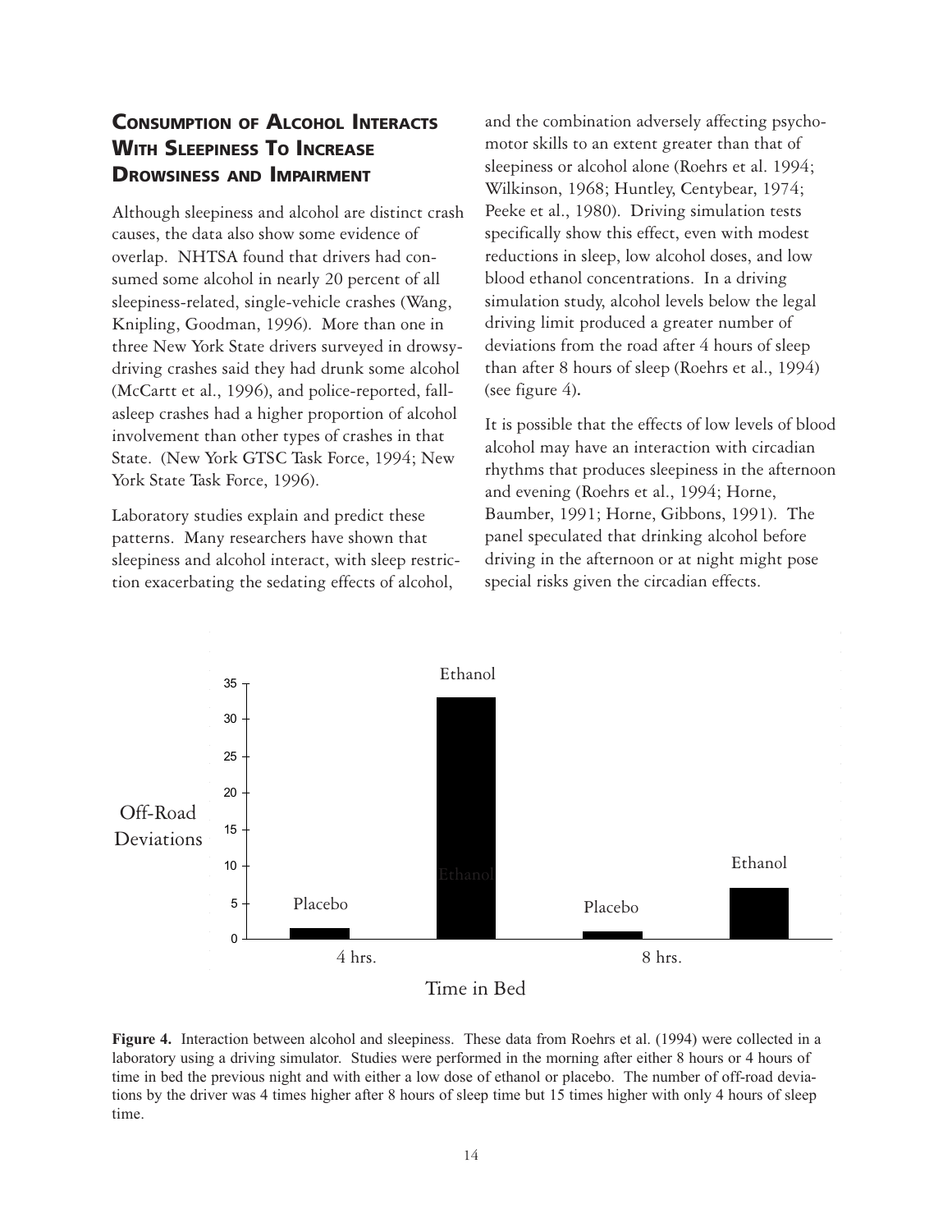## Consumption of Alcohol Interacts With Sleepiness To Increase Drowsiness and Impairment

Although sleepiness and alcohol are distinct crash causes, the data also show some evidence of overlap. NHTSA found that drivers had consumed some alcohol in nearly 20 percent of all sleepiness-related, single-vehicle crashes (Wang, Knipling, Goodman, 1996). More than one in three New York State drivers surveyed in drowsy-driving crashes said they had drunk some alcohol (McCartt et al., 1996), and police-reported, fall-asleep crashes had a higher proportion of alcohol involvement than other types of crashes in that State. (New York GTSC Task Force, 1994; New York State Task Force, 1996).

Laboratory studies explain and predict these patterns. Many researchers have shown that sleepiness and alcohol interact, with sleep restriction exacerbating the sedating effects of alcohol, and the combination adversely affecting psychomotor skills to an extent greater than that of sleepiness or alcohol alone (Roehrs et al. 1994; Wilkinson, 1968; Huntley, Centybear, 1974; Peeke et al., 1980). Driving simulation tests specifically show this effect, even with modest reductions in sleep, low alcohol doses, and low blood ethanol concentrations. In a driving simulation study, alcohol levels below the legal driving limit produced a greater number of deviations from the road after 4 hours of sleep than after 8 hours of sleep (Roehrs et al., 1994) (see figure 4).

It is possible that the effects of low levels of blood alcohol may have an interaction with circadian rhythms that produces sleepiness in the afternoon and evening (Roehrs et al., 1994; Horne, Baumber, 1991; Horne, Gibbons, 1991). The panel speculated that drinking alcohol before driving in the afternoon or at night might pose special risks given the circadian effects.

**Figure 4.** Interaction between alcohol and sleepiness. These data from Roehrs et al. (1994) were collected in a laboratory using a driving simulator. Studies were performed in the morning after either 8 hours or 4 hours of time in bed the previous night and with either a low dose of ethanol or placebo. The number of off-road deviations by the driver was 4 times higher after 8 hours of sleep time but 15 times higher with only 4 hours of sleep time.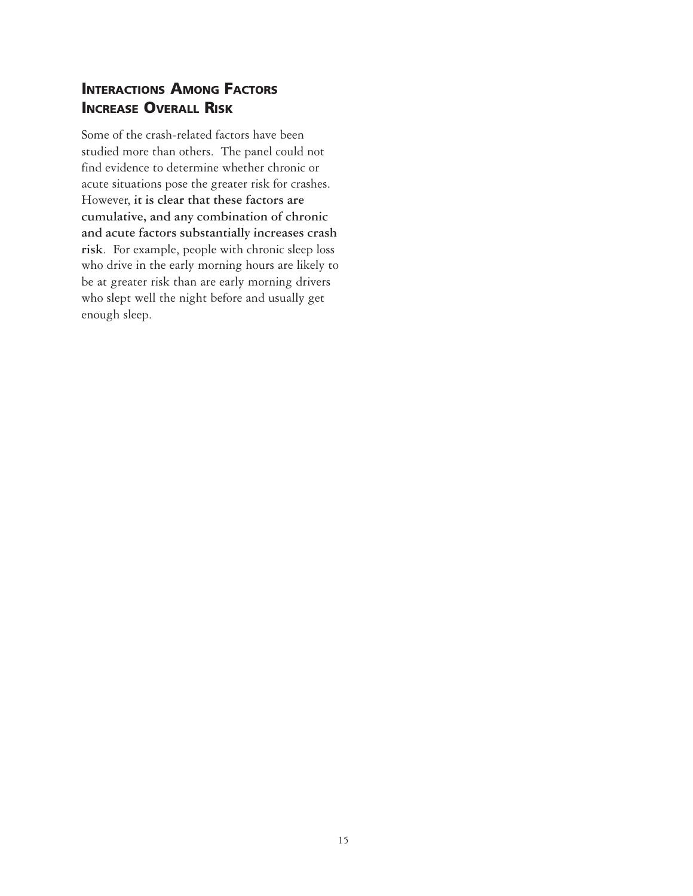## Interactions Among Factors Increase Overall Risk

Some of the crash-related factors have been studied more than others. The panel could not find evidence to determine whether chronic or acute situations pose the greater risk for crashes. However, **it is clear that these factors are cumulative, and any combination of chronic and acute factors substantially increases crash risk**. For example, people with chronic sleep loss who drive in the early morning hours are likely to be at greater risk than are early morning drivers who slept well the night before and usually get enough sleep.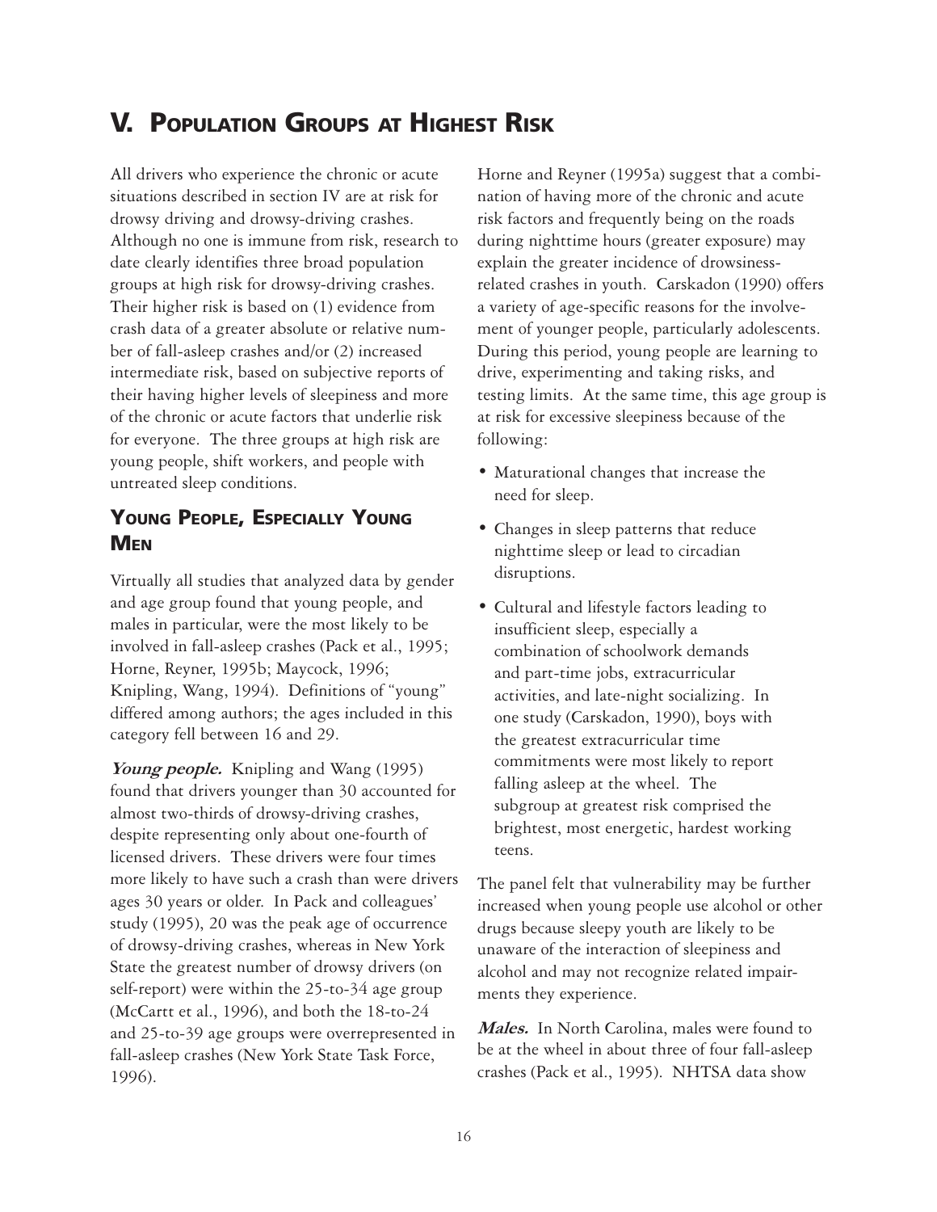# V. Population Groups at Highest Risk

All drivers who experience the chronic or acute situations described in section IV are at risk for drowsy driving and drowsy-driving crashes. Although no one is immune from risk, research to date clearly identifies three broad population groups at high risk for drowsy-driving crashes. Their higher risk is based on (1) evidence from crash data of a greater absolute or relative number of fall-asleep crashes and/or (2) increased intermediate risk, based on subjective reports of their having higher levels of sleepiness and more of the chronic or acute factors that underlie risk for everyone. The three groups at high risk are young people, shift workers, and people with untreated sleep conditions.

## Young People, Especially Young Men

Virtually all studies that analyzed data by gender and age group found that young people, and males in particular, were the most likely to be involved in fall-asleep crashes (Pack et al., 1995; Horne, Reyner, 1995b; Maycock, 1996; Knipling, Wang, 1994). Definitions of "young" differed among authors; the ages included in this category fell between 16 and 29.

***Young people.*** Knipling and Wang (1995) found that drivers younger than 30 accounted for almost two-thirds of drowsy-driving crashes, despite representing only about one-fourth of licensed drivers. These drivers were four times more likely to have such a crash than were drivers ages 30 years or older. In Pack and colleagues' study (1995), 20 was the peak age of occurrence of drowsy-driving crashes, whereas in New York State the greatest number of drowsy drivers (on self-report) were within the 25-to-34 age group (McCartt et al., 1996), and both the 18-to-24 and 25-to-39 age groups were overrepresented in fall-asleep crashes (New York State Task Force, 1996).

Horne and Reyner (1995a) suggest that a combination of having more of the chronic and acute risk factors and frequently being on the roads during nighttime hours (greater exposure) may explain the greater incidence of drowsiness-related crashes in youth. Carskadon (1990) offers a variety of age-specific reasons for the involvement of younger people, particularly adolescents. During this period, young people are learning to drive, experimenting and taking risks, and testing limits. At the same time, this age group is at risk for excessive sleepiness because of the following:

- Maturational changes that increase the need for sleep.
- Changes in sleep patterns that reduce nighttime sleep or lead to circadian disruptions.
- Cultural and lifestyle factors leading to insufficient sleep, especially a combination of schoolwork demands and part-time jobs, extracurricular activities, and late-night socializing. In one study (Carskadon, 1990), boys with the greatest extracurricular time commitments were most likely to report falling asleep at the wheel. The subgroup at greatest risk comprised the brightest, most energetic, hardest working teens.

The panel felt that vulnerability may be further increased when young people use alcohol or other drugs because sleepy youth are likely to be unaware of the interaction of sleepiness and alcohol and may not recognize related impairments they experience.

***Males.*** In North Carolina, males were found to be at the wheel in about three of four fall-asleep crashes (Pack et al., 1995). NHTSA data show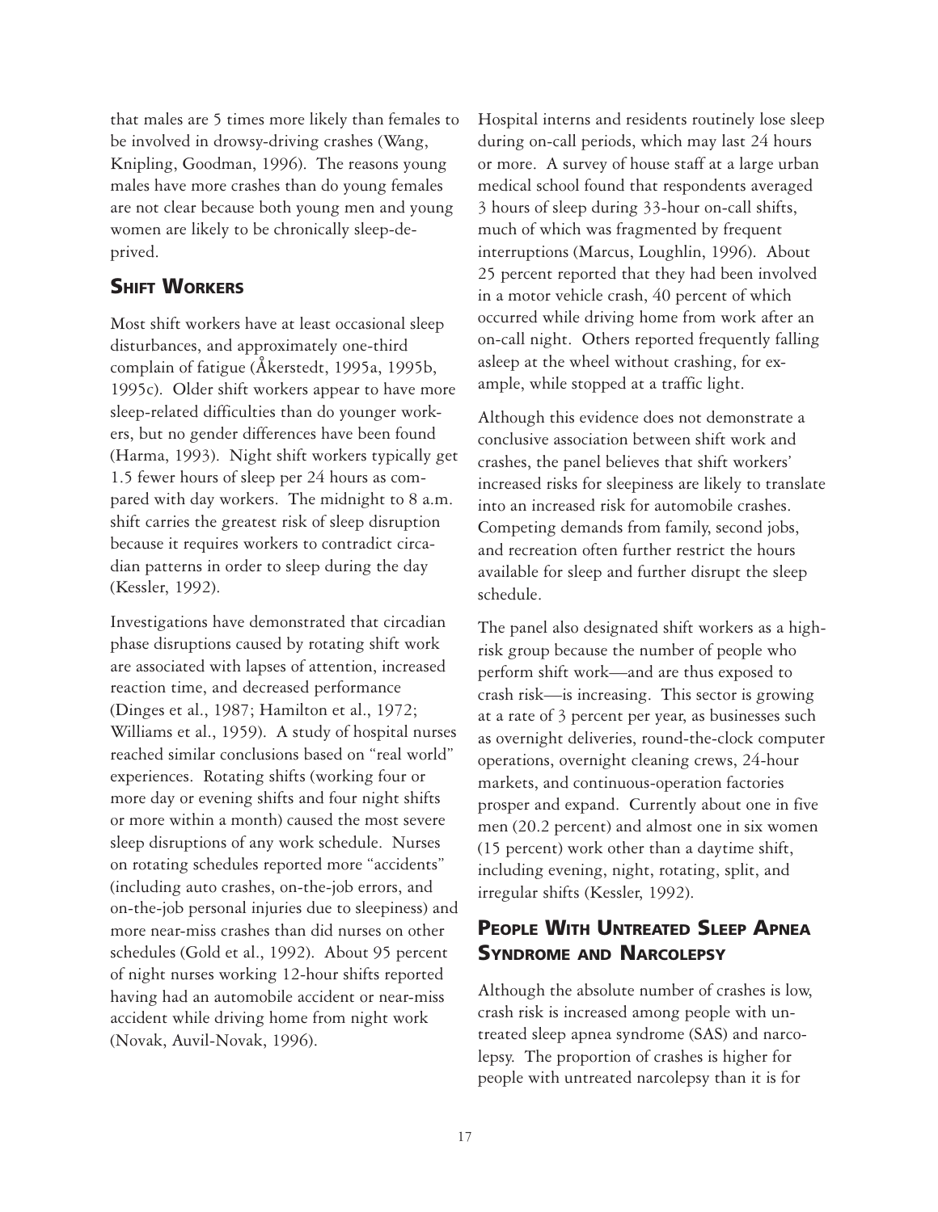that males are 5 times more likely than females to be involved in drowsy-driving crashes (Wang, Knipling, Goodman, 1996). The reasons young males have more crashes than do young females are not clear because both young men and young women are likely to be chronically sleep-deprived.

## Shift Workers

Most shift workers have at least occasional sleep disturbances, and approximately one-third complain of fatigue (Åkerstedt, 1995a, 1995b, 1995c). Older shift workers appear to have more sleep-related difficulties than do younger workers, but no gender differences have been found (Harma, 1993). Night shift workers typically get 1.5 fewer hours of sleep per 24 hours as compared with day workers. The midnight to 8 a.m. shift carries the greatest risk of sleep disruption because it requires workers to contradict circadian patterns in order to sleep during the day (Kessler, 1992).

Investigations have demonstrated that circadian phase disruptions caused by rotating shift work are associated with lapses of attention, increased reaction time, and decreased performance (Dinges et al., 1987; Hamilton et al., 1972; Williams et al., 1959). A study of hospital nurses reached similar conclusions based on "real world" experiences. Rotating shifts (working four or more day or evening shifts and four night shifts or more within a month) caused the most severe sleep disruptions of any work schedule. Nurses on rotating schedules reported more "accidents" (including auto crashes, on-the-job errors, and on-the-job personal injuries due to sleepiness) and more near-miss crashes than did nurses on other schedules (Gold et al., 1992). About 95 percent of night nurses working 12-hour shifts reported having had an automobile accident or near-miss accident while driving home from night work (Novak, Auvil-Novak, 1996).

Hospital interns and residents routinely lose sleep during on-call periods, which may last 24 hours or more. A survey of house staff at a large urban medical school found that respondents averaged 3 hours of sleep during 33-hour on-call shifts, much of which was fragmented by frequent interruptions (Marcus, Loughlin, 1996). About 25 percent reported that they had been involved in a motor vehicle crash, 40 percent of which occurred while driving home from work after an on-call night. Others reported frequently falling asleep at the wheel without crashing, for example, while stopped at a traffic light.

Although this evidence does not demonstrate a conclusive association between shift work and crashes, the panel believes that shift workers' increased risks for sleepiness are likely to translate into an increased risk for automobile crashes. Competing demands from family, second jobs, and recreation often further restrict the hours available for sleep and further disrupt the sleep schedule.

The panel also designated shift workers as a high-risk group because the number of people who perform shift work—and are thus exposed to crash risk—is increasing. This sector is growing at a rate of 3 percent per year, as businesses such as overnight deliveries, round-the-clock computer operations, overnight cleaning crews, 24-hour markets, and continuous-operation factories prosper and expand. Currently about one in five men (20.2 percent) and almost one in six women (15 percent) work other than a daytime shift, including evening, night, rotating, split, and irregular shifts (Kessler, 1992).

## People With Untreated Sleep Apnea Syndrome and Narcolepsy

Although the absolute number of crashes is low, crash risk is increased among people with untreated sleep apnea syndrome (SAS) and narcolepsy. The proportion of crashes is higher for people with untreated narcolepsy than it is for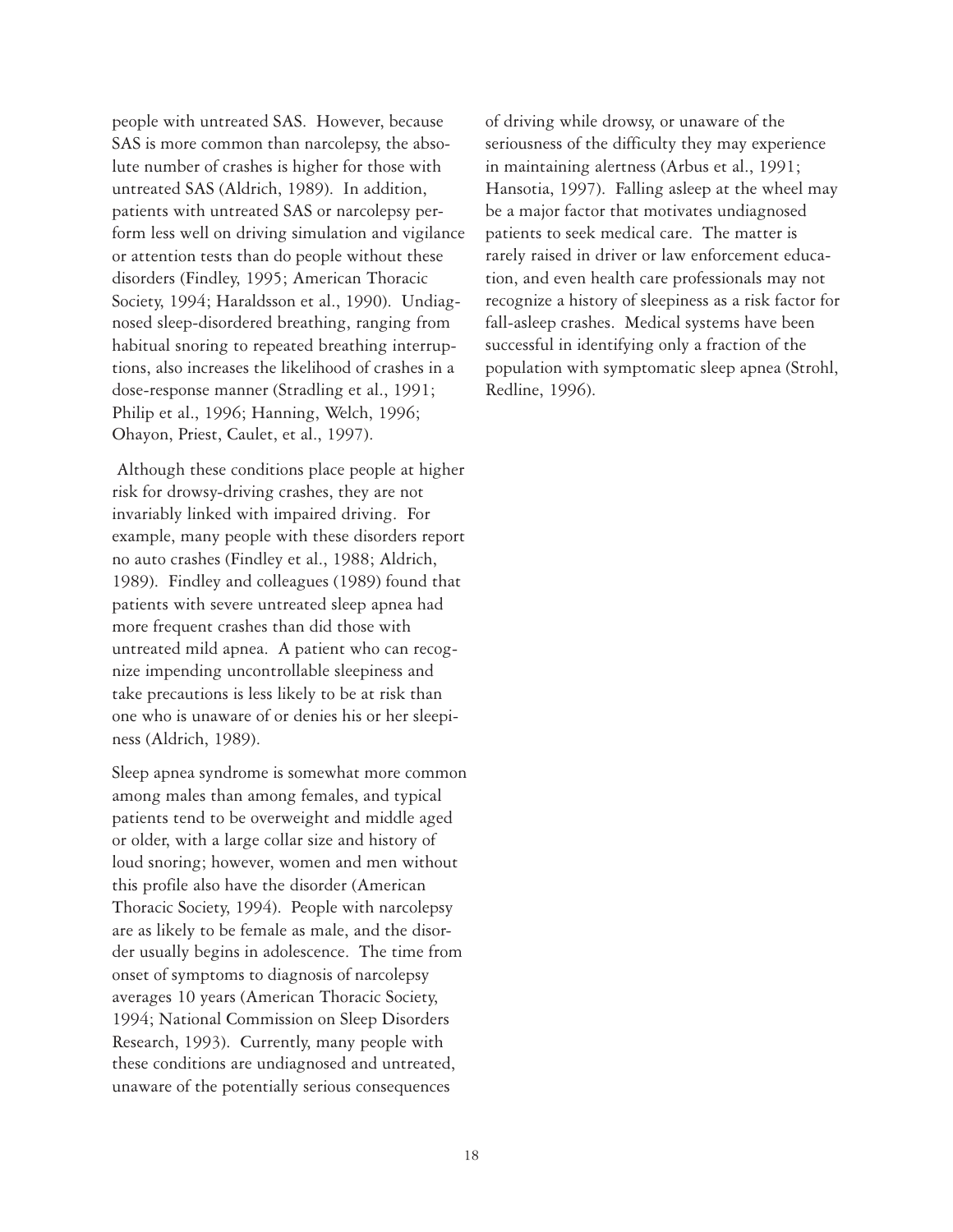people with untreated SAS. However, because SAS is more common than narcolepsy, the absolute number of crashes is higher for those with untreated SAS (Aldrich, 1989). In addition, patients with untreated SAS or narcolepsy perform less well on driving simulation and vigilance or attention tests than do people without these disorders (Findley, 1995; American Thoracic Society, 1994; Haraldsson et al., 1990). Undiagnosed sleep-disordered breathing, ranging from habitual snoring to repeated breathing interruptions, also increases the likelihood of crashes in a dose-response manner (Stradling et al., 1991; Philip et al., 1996; Hanning, Welch, 1996; Ohayon, Priest, Caulet, et al., 1997).

Although these conditions place people at higher risk for drowsy-driving crashes, they are not invariably linked with impaired driving. For example, many people with these disorders report no auto crashes (Findley et al., 1988; Aldrich, 1989). Findley and colleagues (1989) found that patients with severe untreated sleep apnea had more frequent crashes than did those with untreated mild apnea. A patient who can recognize impending uncontrollable sleepiness and take precautions is less likely to be at risk than one who is unaware of or denies his or her sleepiness (Aldrich, 1989).

Sleep apnea syndrome is somewhat more common among males than among females, and typical patients tend to be overweight and middle aged or older, with a large collar size and history of loud snoring; however, women and men without this profile also have the disorder (American Thoracic Society, 1994). People with narcolepsy are as likely to be female as male, and the disorder usually begins in adolescence. The time from onset of symptoms to diagnosis of narcolepsy averages 10 years (American Thoracic Society, 1994; National Commission on Sleep Disorders Research, 1993). Currently, many people with these conditions are undiagnosed and untreated, unaware of the potentially serious consequences of driving while drowsy, or unaware of the seriousness of the difficulty they may experience in maintaining alertness (Arbus et al., 1991; Hansotia, 1997). Falling asleep at the wheel may be a major factor that motivates undiagnosed patients to seek medical care. The matter is rarely raised in driver or law enforcement education, and even health care professionals may not recognize a history of sleepiness as a risk factor for fall-asleep crashes. Medical systems have been successful in identifying only a fraction of the population with symptomatic sleep apnea (Strohl, Redline, 1996).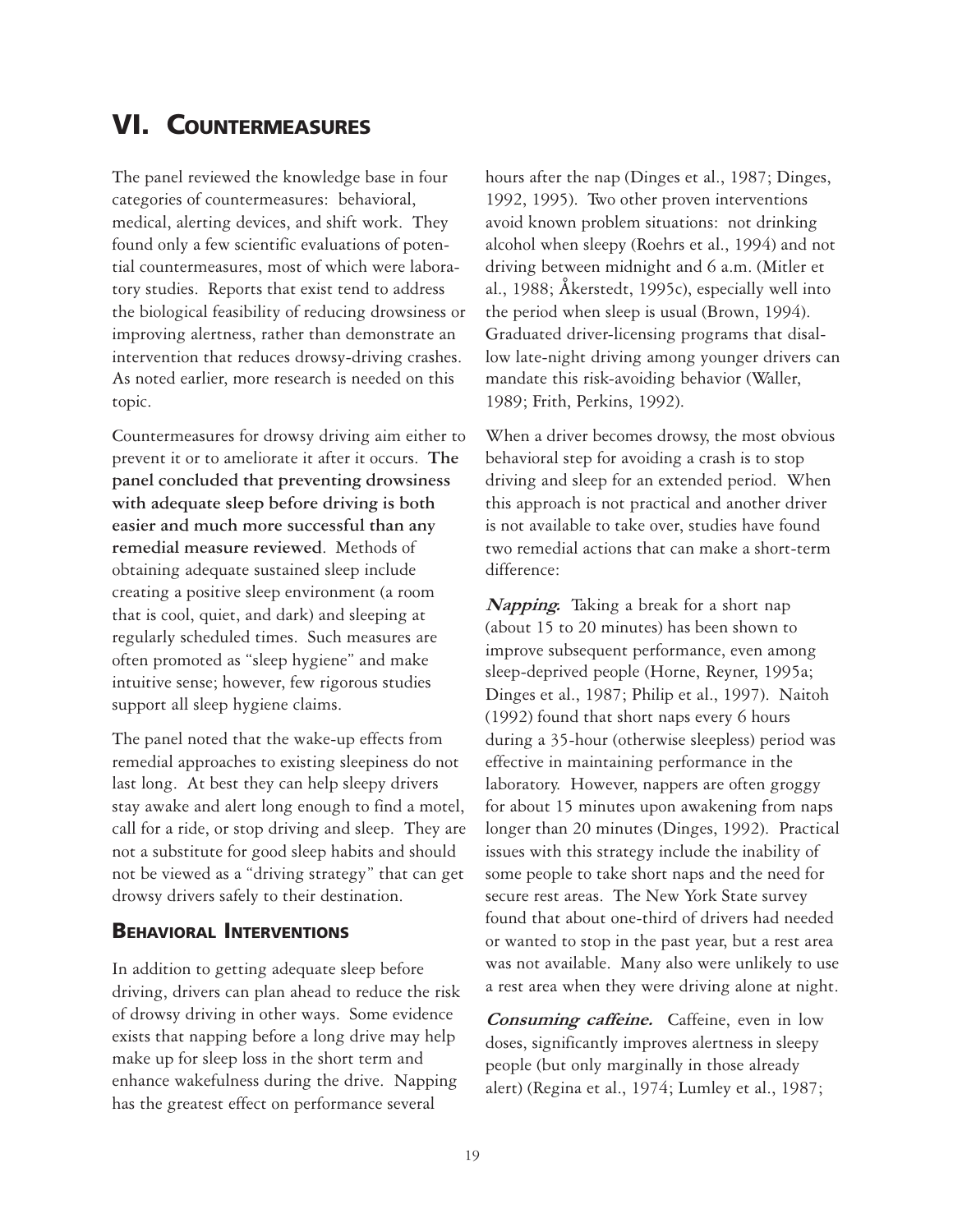# VI. Countermeasures

The panel reviewed the knowledge base in four categories of countermeasures: behavioral, medical, alerting devices, and shift work. They found only a few scientific evaluations of potential countermeasures, most of which were laboratory studies. Reports that exist tend to address the biological feasibility of reducing drowsiness or improving alertness, rather than demonstrate an intervention that reduces drowsy-driving crashes. As noted earlier, more research is needed on this topic.

Countermeasures for drowsy driving aim either to prevent it or to ameliorate it after it occurs. **The panel concluded that preventing drowsiness with adequate sleep before driving is both easier and much more successful than any remedial measure reviewed**. Methods of obtaining adequate sustained sleep include creating a positive sleep environment (a room that is cool, quiet, and dark) and sleeping at regularly scheduled times. Such measures are often promoted as "sleep hygiene" and make intuitive sense; however, few rigorous studies support all sleep hygiene claims.

The panel noted that the wake-up effects from remedial approaches to existing sleepiness do not last long. At best they can help sleepy drivers stay awake and alert long enough to find a motel, call for a ride, or stop driving and sleep. They are not a substitute for good sleep habits and should not be viewed as a "driving strategy" that can get drowsy drivers safely to their destination.

## Behavioral Interventions

In addition to getting adequate sleep before driving, drivers can plan ahead to reduce the risk of drowsy driving in other ways. Some evidence exists that napping before a long drive may help make up for sleep loss in the short term and enhance wakefulness during the drive. Napping has the greatest effect on performance several hours after the nap (Dinges et al., 1987; Dinges, 1992, 1995). Two other proven interventions avoid known problem situations: not drinking alcohol when sleepy (Roehrs et al., 1994) and not driving between midnight and 6 a.m. (Mitler et al., 1988; Åkerstedt, 1995c), especially well into the period when sleep is usual (Brown, 1994). Graduated driver-licensing programs that disallow late-night driving among younger drivers can mandate this risk-avoiding behavior (Waller, 1989; Frith, Perkins, 1992).

When a driver becomes drowsy, the most obvious behavioral step for avoiding a crash is to stop driving and sleep for an extended period. When this approach is not practical and another driver is not available to take over, studies have found two remedial actions that can make a short-term difference:

***Napping.*** Taking a break for a short nap (about 15 to 20 minutes) has been shown to improve subsequent performance, even among sleep-deprived people (Horne, Reyner, 1995a; Dinges et al., 1987; Philip et al., 1997). Naitoh (1992) found that short naps every 6 hours during a 35-hour (otherwise sleepless) period was effective in maintaining performance in the laboratory. However, nappers are often groggy for about 15 minutes upon awakening from naps longer than 20 minutes (Dinges, 1992). Practical issues with this strategy include the inability of some people to take short naps and the need for secure rest areas. The New York State survey found that about one-third of drivers had needed or wanted to stop in the past year, but a rest area was not available. Many also were unlikely to use a rest area when they were driving alone at night.

***Consuming caffeine.*** Caffeine, even in low doses, significantly improves alertness in sleepy people (but only marginally in those already alert) (Regina et al., 1974; Lumley et al., 1987;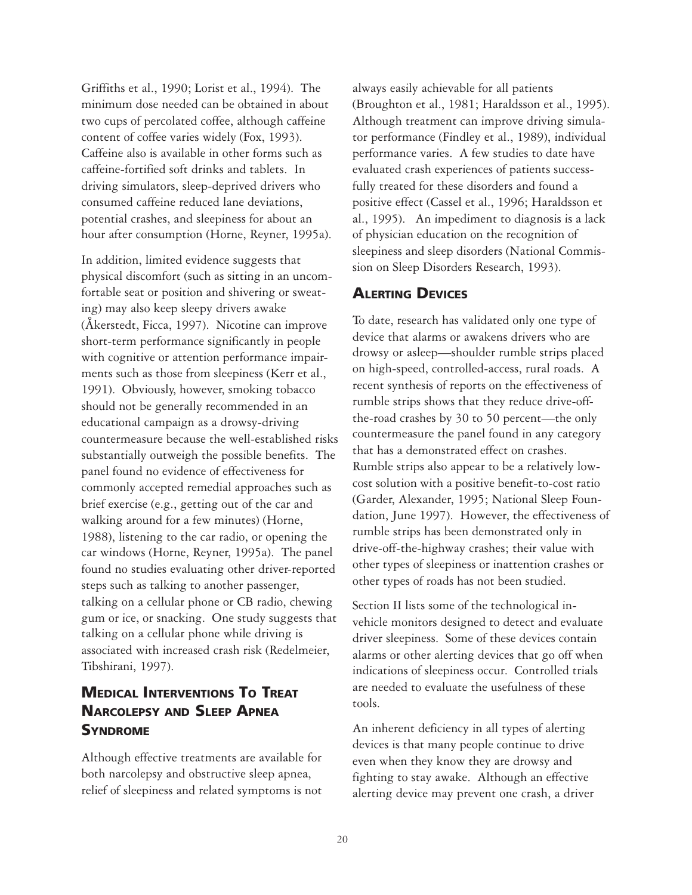Griffiths et al., 1990; Lorist et al., 1994). The minimum dose needed can be obtained in about two cups of percolated coffee, although caffeine content of coffee varies widely (Fox, 1993). Caffeine also is available in other forms such as caffeine-fortified soft drinks and tablets. In driving simulators, sleep-deprived drivers who consumed caffeine reduced lane deviations, potential crashes, and sleepiness for about an hour after consumption (Horne, Reyner, 1995a).

In addition, limited evidence suggests that physical discomfort (such as sitting in an uncomfortable seat or position and shivering or sweating) may also keep sleepy drivers awake (Åkerstedt, Ficca, 1997). Nicotine can improve short-term performance significantly in people with cognitive or attention performance impairments such as those from sleepiness (Kerr et al., 1991). Obviously, however, smoking tobacco should not be generally recommended in an educational campaign as a drowsy-driving countermeasure because the well-established risks substantially outweigh the possible benefits. The panel found no evidence of effectiveness for commonly accepted remedial approaches such as brief exercise (e.g., getting out of the car and walking around for a few minutes) (Horne, 1988), listening to the car radio, or opening the car windows (Horne, Reyner, 1995a). The panel found no studies evaluating other driver-reported steps such as talking to another passenger, talking on a cellular phone or CB radio, chewing gum or ice, or snacking. One study suggests that talking on a cellular phone while driving is associated with increased crash risk (Redelmeier, Tibshirani, 1997).

## Medical Interventions To Treat Narcolepsy and Sleep Apnea Syndrome

Although effective treatments are available for both narcolepsy and obstructive sleep apnea, relief of sleepiness and related symptoms is not always easily achievable for all patients (Broughton et al., 1981; Haraldsson et al., 1995). Although treatment can improve driving simulator performance (Findley et al., 1989), individual performance varies. A few studies to date have evaluated crash experiences of patients successfully treated for these disorders and found a positive effect (Cassel et al., 1996; Haraldsson et al., 1995). An impediment to diagnosis is a lack of physician education on the recognition of sleepiness and sleep disorders (National Commission on Sleep Disorders Research, 1993).

## Alerting Devices

To date, research has validated only one type of device that alarms or awakens drivers who are drowsy or asleep—shoulder rumble strips placed on high-speed, controlled-access, rural roads. A recent synthesis of reports on the effectiveness of rumble strips shows that they reduce drive-off-the-road crashes by 30 to 50 percent—the only countermeasure the panel found in any category that has a demonstrated effect on crashes. Rumble strips also appear to be a relatively low-cost solution with a positive benefit-to-cost ratio (Garder, Alexander, 1995; National Sleep Foundation, June 1997). However, the effectiveness of rumble strips has been demonstrated only in drive-off-the-highway crashes; their value with other types of sleepiness or inattention crashes or other types of roads has not been studied.

Section II lists some of the technological in-vehicle monitors designed to detect and evaluate driver sleepiness. Some of these devices contain alarms or other alerting devices that go off when indications of sleepiness occur. Controlled trials are needed to evaluate the usefulness of these tools.

An inherent deficiency in all types of alerting devices is that many people continue to drive even when they know they are drowsy and fighting to stay awake. Although an effective alerting device may prevent one crash, a driver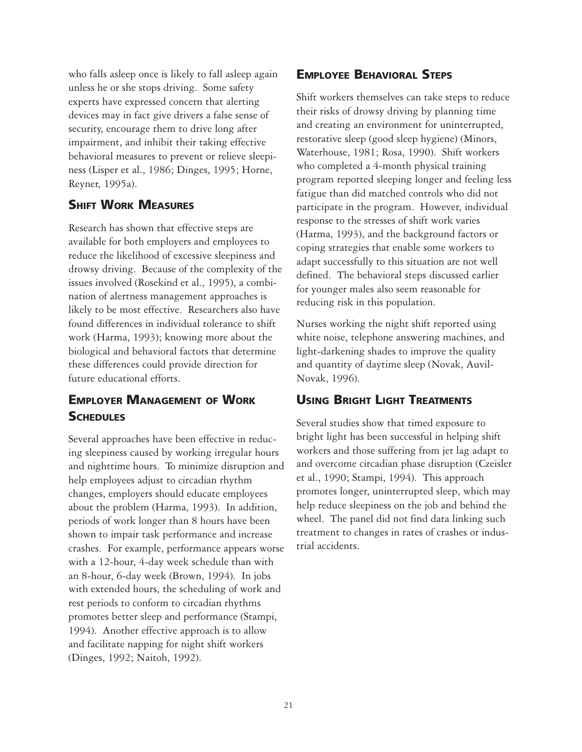who falls asleep once is likely to fall asleep again unless he or she stops driving. Some safety experts have expressed concern that alerting devices may in fact give drivers a false sense of security, encourage them to drive long after impairment, and inhibit their taking effective behavioral measures to prevent or relieve sleepiness (Lisper et al., 1986; Dinges, 1995; Horne, Reyner, 1995a).

## Shift Work Measures

Research has shown that effective steps are available for both employers and employees to reduce the likelihood of excessive sleepiness and drowsy driving. Because of the complexity of the issues involved (Rosekind et al., 1995), a combination of alertness management approaches is likely to be most effective. Researchers also have found differences in individual tolerance to shift work (Harma, 1993); knowing more about the biological and behavioral factors that determine these differences could provide direction for future educational efforts.

## Employer Management of Work Schedules

Several approaches have been effective in reducing sleepiness caused by working irregular hours and nighttime hours. To minimize disruption and help employees adjust to circadian rhythm changes, employers should educate employees about the problem (Harma, 1993). In addition, periods of work longer than 8 hours have been shown to impair task performance and increase crashes. For example, performance appears worse with a 12-hour, 4-day week schedule than with an 8-hour, 6-day week (Brown, 1994). In jobs with extended hours, the scheduling of work and rest periods to conform to circadian rhythms promotes better sleep and performance (Stampi, 1994). Another effective approach is to allow and facilitate napping for night shift workers (Dinges, 1992; Naitoh, 1992).

## Employee Behavioral Steps

Shift workers themselves can take steps to reduce their risks of drowsy driving by planning time and creating an environment for uninterrupted, restorative sleep (good sleep hygiene) (Minors, Waterhouse, 1981; Rosa, 1990). Shift workers who completed a 4-month physical training program reported sleeping longer and feeling less fatigue than did matched controls who did not participate in the program. However, individual response to the stresses of shift work varies (Harma, 1993), and the background factors or coping strategies that enable some workers to adapt successfully to this situation are not well defined. The behavioral steps discussed earlier for younger males also seem reasonable for reducing risk in this population.

Nurses working the night shift reported using white noise, telephone answering machines, and light-darkening shades to improve the quality and quantity of daytime sleep (Novak, Auvil-Novak, 1996).

## Using Bright Light Treatments

Several studies show that timed exposure to bright light has been successful in helping shift workers and those suffering from jet lag adapt to and overcome circadian phase disruption (Czeisler et al., 1990; Stampi, 1994). This approach promotes longer, uninterrupted sleep, which may help reduce sleepiness on the job and behind the wheel. The panel did not find data linking such treatment to changes in rates of crashes or industrial accidents.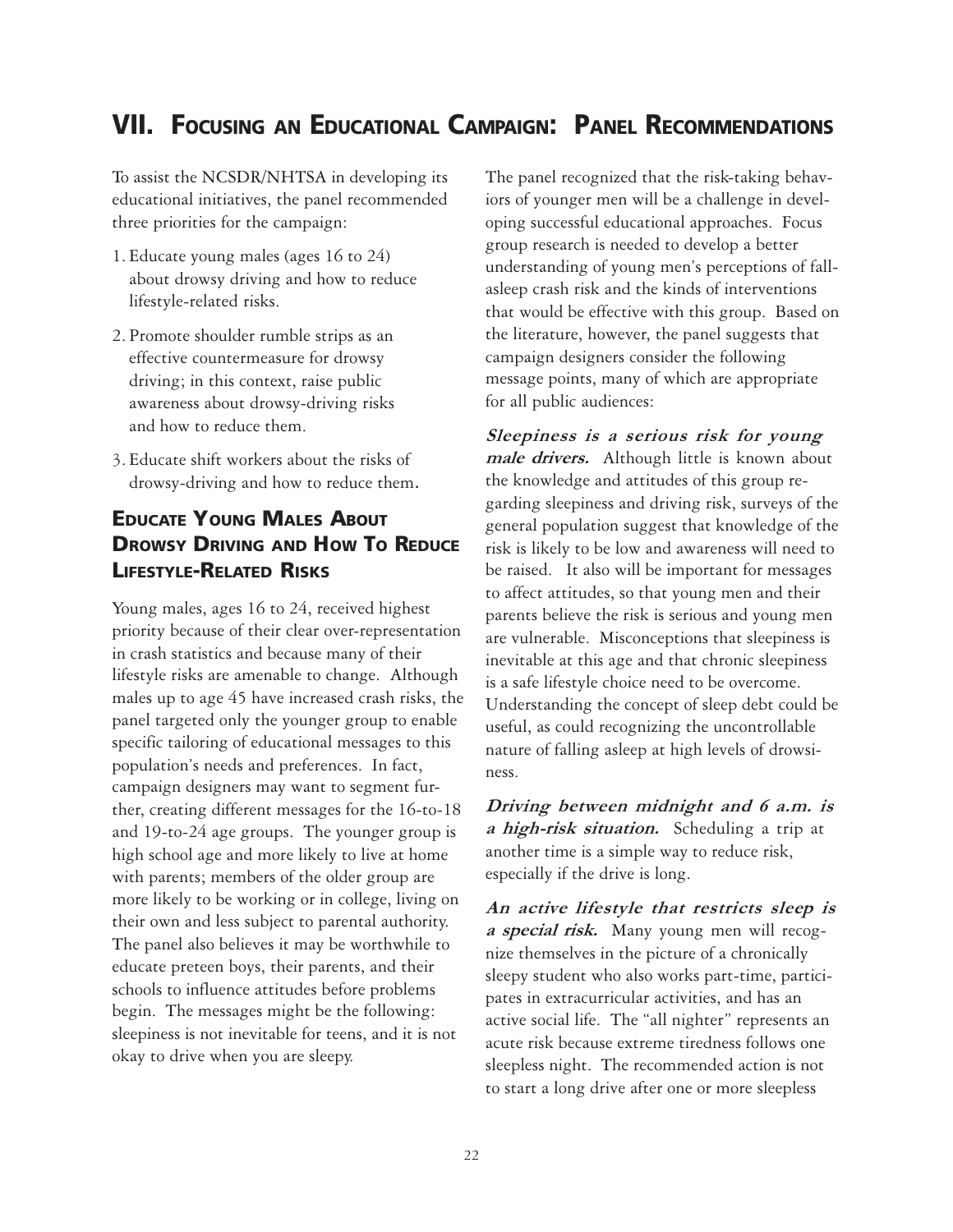# VII. Focusing an Educational Campaign: Panel Recommendations

To assist the NCSDR/NHTSA in developing its educational initiatives, the panel recommended three priorities for the campaign:

1. Educate young males (ages 16 to 24) about drowsy driving and how to reduce lifestyle-related risks.
2. Promote shoulder rumble strips as an effective countermeasure for drowsy driving; in this context, raise public awareness about drowsy-driving risks and how to reduce them.
3. Educate shift workers about the risks of drowsy-driving and how to reduce them.

## Educate Young Males About Drowsy Driving and How To Reduce Lifestyle-Related Risks

Young males, ages 16 to 24, received highest priority because of their clear over-representation in crash statistics and because many of their lifestyle risks are amenable to change. Although males up to age 45 have increased crash risks, the panel targeted only the younger group to enable specific tailoring of educational messages to this population's needs and preferences. In fact, campaign designers may want to segment further, creating different messages for the 16-to-18 and 19-to-24 age groups. The younger group is high school age and more likely to live at home with parents; members of the older group are more likely to be working or in college, living on their own and less subject to parental authority. The panel also believes it may be worthwhile to educate preteen boys, their parents, and their schools to influence attitudes before problems begin. The messages might be the following: sleepiness is not inevitable for teens, and it is not okay to drive when you are sleepy.

The panel recognized that the risk-taking behaviors of younger men will be a challenge in developing successful educational approaches. Focus group research is needed to develop a better understanding of young men's perceptions of fall-asleep crash risk and the kinds of interventions that would be effective with this group. Based on the literature, however, the panel suggests that campaign designers consider the following message points, many of which are appropriate for all public audiences:

***Sleepiness is a serious risk for young male drivers.*** Although little is known about the knowledge and attitudes of this group regarding sleepiness and driving risk, surveys of the general population suggest that knowledge of the risk is likely to be low and awareness will need to be raised. It also will be important for messages to affect attitudes, so that young men and their parents believe the risk is serious and young men are vulnerable. Misconceptions that sleepiness is inevitable at this age and that chronic sleepiness is a safe lifestyle choice need to be overcome. Understanding the concept of sleep debt could be useful, as could recognizing the uncontrollable nature of falling asleep at high levels of drowsiness.

***Driving between midnight and 6 a.m. is a high-risk situation.*** Scheduling a trip at another time is a simple way to reduce risk, especially if the drive is long.

***An active lifestyle that restricts sleep is a special risk.*** Many young men will recognize themselves in the picture of a chronically sleepy student who also works part-time, participates in extracurricular activities, and has an active social life. The "all nighter" represents an acute risk because extreme tiredness follows one sleepless night. The recommended action is not to start a long drive after one or more sleepless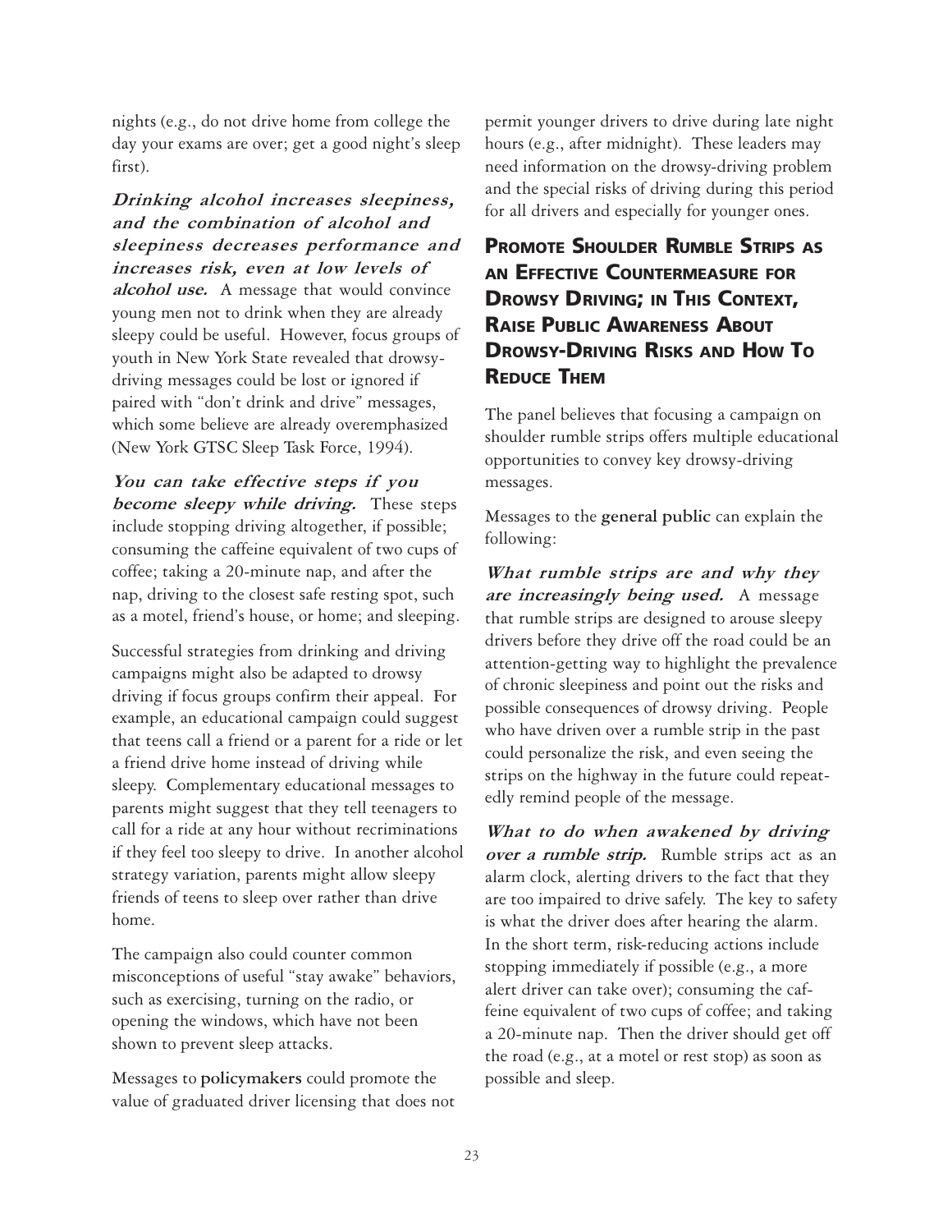nights (e.g., do not drive home from college the day your exams are over; get a good night's sleep first).

***Drinking alcohol increases sleepiness, and the combination of alcohol and sleepiness decreases performance and increases risk, even at low levels of alcohol use.*** A message that would convince young men not to drink when they are already sleepy could be useful. However, focus groups of youth in New York State revealed that drowsy-driving messages could be lost or ignored if paired with "don't drink and drive" messages, which some believe are already overemphasized (New York GTSC Sleep Task Force, 1994).

***You can take effective steps if you become sleepy while driving.*** These steps include stopping driving altogether, if possible; consuming the caffeine equivalent of two cups of coffee; taking a 20-minute nap, and after the nap, driving to the closest safe resting spot, such as a motel, friend's house, or home; and sleeping.

Successful strategies from drinking and driving campaigns might also be adapted to drowsy driving if focus groups confirm their appeal. For example, an educational campaign could suggest that teens call a friend or a parent for a ride or let a friend drive home instead of driving while sleepy. Complementary educational messages to parents might suggest that they tell teenagers to call for a ride at any hour without recriminations if they feel too sleepy to drive. In another alcohol strategy variation, parents might allow sleepy friends of teens to sleep over rather than drive home.

The campaign also could counter common misconceptions of useful "stay awake" behaviors, such as exercising, turning on the radio, or opening the windows, which have not been shown to prevent sleep attacks.

Messages to **policymakers** could promote the value of graduated driver licensing that does not permit younger drivers to drive during late night hours (e.g., after midnight). These leaders may need information on the drowsy-driving problem and the special risks of driving during this period for all drivers and especially for younger ones.

## Promote Shoulder Rumble Strips as an Effective Countermeasure for Drowsy Driving; in This Context, Raise Public Awareness About Drowsy-Driving Risks and How To Reduce Them

The panel believes that focusing a campaign on shoulder rumble strips offers multiple educational opportunities to convey key drowsy-driving messages.

Messages to the **general public** can explain the following:

***What rumble strips are and why they are increasingly being used.*** A message that rumble strips are designed to arouse sleepy drivers before they drive off the road could be an attention-getting way to highlight the prevalence of chronic sleepiness and point out the risks and possible consequences of drowsy driving. People who have driven over a rumble strip in the past could personalize the risk, and even seeing the strips on the highway in the future could repeatedly remind people of the message.

***What to do when awakened by driving over a rumble strip.*** Rumble strips act as an alarm clock, alerting drivers to the fact that they are too impaired to drive safely. The key to safety is what the driver does after hearing the alarm. In the short term, risk-reducing actions include stopping immediately if possible (e.g., a more alert driver can take over); consuming the caffeine equivalent of two cups of coffee; and taking a 20-minute nap. Then the driver should get off the road (e.g., at a motel or rest stop) as soon as possible and sleep.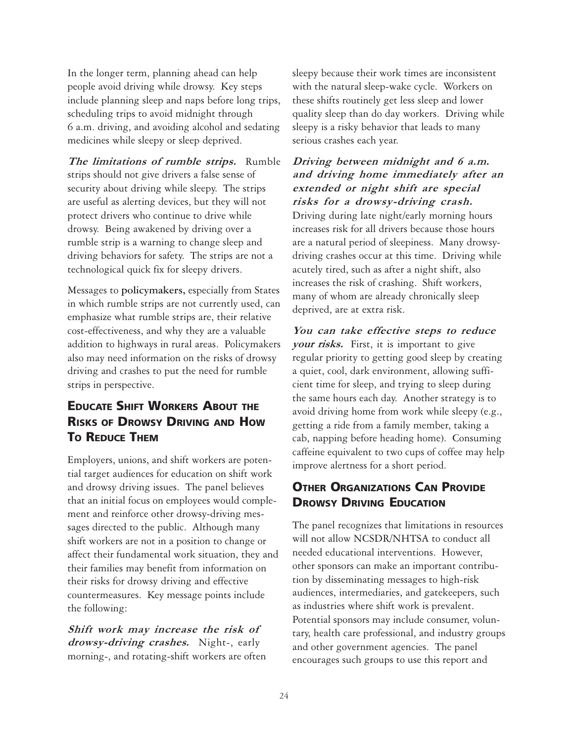In the longer term, planning ahead can help people avoid driving while drowsy. Key steps include planning sleep and naps before long trips, scheduling trips to avoid midnight through 6 a.m. driving, and avoiding alcohol and sedating medicines while sleepy or sleep deprived.

***The limitations of rumble strips.*** Rumble strips should not give drivers a false sense of security about driving while sleepy. The strips are useful as alerting devices, but they will not protect drivers who continue to drive while drowsy. Being awakened by driving over a rumble strip is a warning to change sleep and driving behaviors for safety. The strips are not a technological quick fix for sleepy drivers.

Messages to **policymakers,** especially from States in which rumble strips are not currently used, can emphasize what rumble strips are, their relative cost-effectiveness, and why they are a valuable addition to highways in rural areas. Policymakers also may need information on the risks of drowsy driving and crashes to put the need for rumble strips in perspective.

## Educate Shift Workers About the Risks of Drowsy Driving and How To Reduce Them

Employers, unions, and shift workers are potential target audiences for education on shift work and drowsy driving issues. The panel believes that an initial focus on employees would complement and reinforce other drowsy-driving messages directed to the public. Although many shift workers are not in a position to change or affect their fundamental work situation, they and their families may benefit from information on their risks for drowsy driving and effective countermeasures. Key message points include the following:

***Shift work may increase the risk of drowsy-driving crashes.*** Night-, early morning-, and rotating-shift workers are often sleepy because their work times are inconsistent with the natural sleep-wake cycle. Workers on these shifts routinely get less sleep and lower quality sleep than do day workers. Driving while sleepy is a risky behavior that leads to many serious crashes each year.

***Driving between midnight and 6 a.m. and driving home immediately after an extended or night shift are special risks for a drowsy-driving crash.*** Driving during late night/early morning hours increases risk for all drivers because those hours are a natural period of sleepiness. Many drowsy-driving crashes occur at this time. Driving while acutely tired, such as after a night shift, also increases the risk of crashing. Shift workers, many of whom are already chronically sleep deprived, are at extra risk.

***You can take effective steps to reduce your risks.*** First, it is important to give regular priority to getting good sleep by creating a quiet, cool, dark environment, allowing sufficient time for sleep, and trying to sleep during the same hours each day. Another strategy is to avoid driving home from work while sleepy (e.g., getting a ride from a family member, taking a cab, napping before heading home). Consuming caffeine equivalent to two cups of coffee may help improve alertness for a short period.

## Other Organizations Can Provide Drowsy Driving Education

The panel recognizes that limitations in resources will not allow NCSDR/NHTSA to conduct all needed educational interventions. However, other sponsors can make an important contribution by disseminating messages to high-risk audiences, intermediaries, and gatekeepers, such as industries where shift work is prevalent. Potential sponsors may include consumer, voluntary, health care professional, and industry groups and other government agencies. The panel encourages such groups to use this report and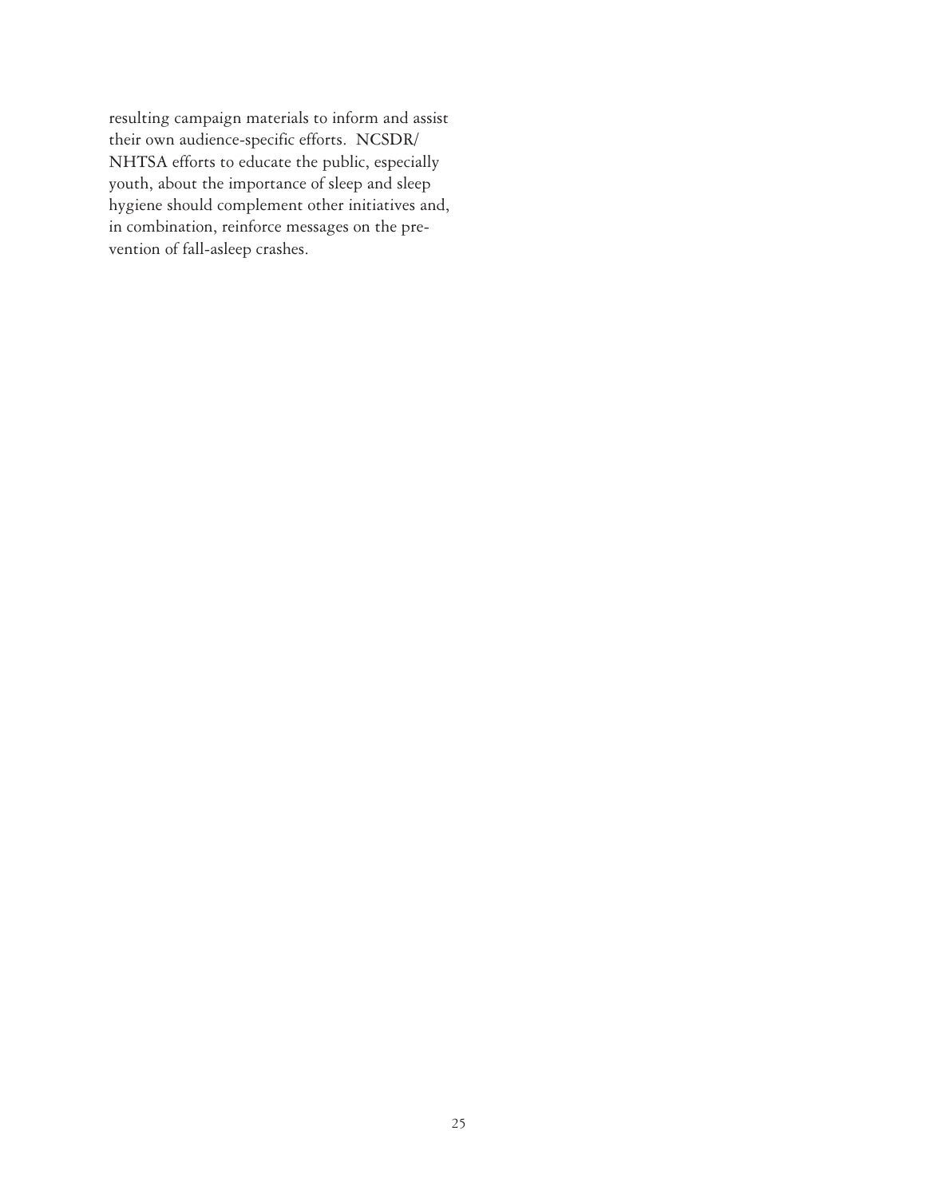resulting campaign materials to inform and assist their own audience-specific efforts. NCSDR/NHTSA efforts to educate the public, especially youth, about the importance of sleep and sleep hygiene should complement other initiatives and, in combination, reinforce messages on the prevention of fall-asleep crashes.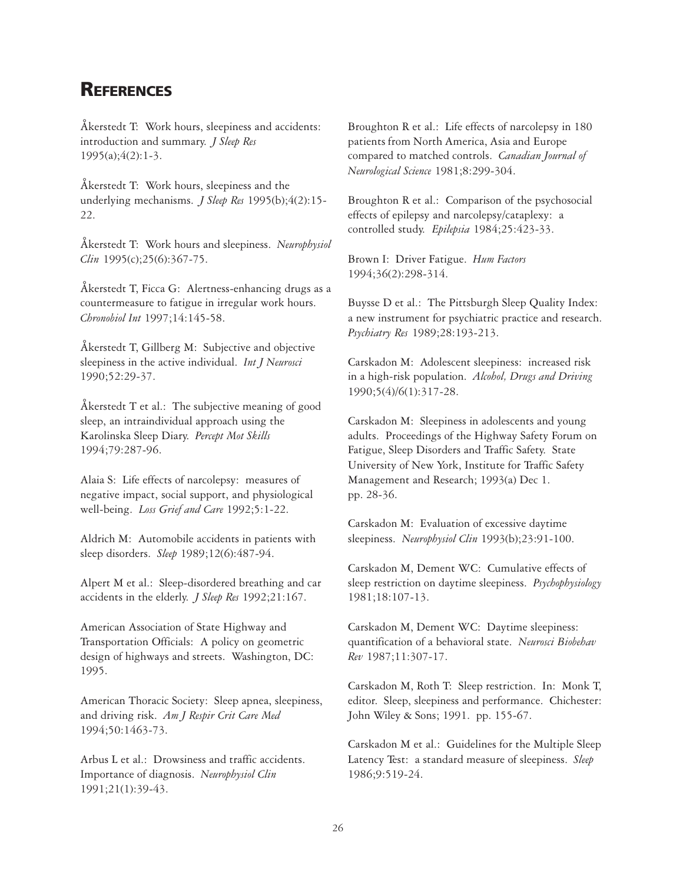# References

Åkerstedt T: Work hours, sleepiness and accidents: introduction and summary. *J Sleep Res* 1995(a);4(2):1-3.

Åkerstedt T: Work hours, sleepiness and the underlying mechanisms. *J Sleep Res* 1995(b);4(2):15-22.

Åkerstedt T: Work hours and sleepiness. *Neurophysiol Clin* 1995(c);25(6):367-75.

Åkerstedt T, Ficca G: Alertness-enhancing drugs as a countermeasure to fatigue in irregular work hours. *Chronobiol Int* 1997;14:145-58.

Åkerstedt T, Gillberg M: Subjective and objective sleepiness in the active individual. *Int J Neurosci* 1990;52:29-37.

Åkerstedt T et al.: The subjective meaning of good sleep, an intraindividual approach using the Karolinska Sleep Diary. *Percept Mot Skills* 1994;79:287-96.

Alaia S: Life effects of narcolepsy: measures of negative impact, social support, and physiological well-being. *Loss Grief and Care* 1992;5:1-22.

Aldrich M: Automobile accidents in patients with sleep disorders. *Sleep* 1989;12(6):487-94.

Alpert M et al.: Sleep-disordered breathing and car accidents in the elderly. *J Sleep Res* 1992;21:167.

American Association of State Highway and Transportation Officials: A policy on geometric design of highways and streets. Washington, DC: 1995.

American Thoracic Society: Sleep apnea, sleepiness, and driving risk. *Am J Respir Crit Care Med* 1994;50:1463-73.

Arbus L et al.: Drowsiness and traffic accidents. Importance of diagnosis. *Neurophysiol Clin* 1991;21(1):39-43.

Broughton R et al.: Life effects of narcolepsy in 180 patients from North America, Asia and Europe compared to matched controls. *Canadian Journal of Neurological Science* 1981;8:299-304.

Broughton R et al.: Comparison of the psychosocial effects of epilepsy and narcolepsy/cataplexy: a controlled study. *Epilepsia* 1984;25:423-33.

Brown I: Driver Fatigue. *Hum Factors* 1994;36(2):298-314.

Buysse D et al.: The Pittsburgh Sleep Quality Index: a new instrument for psychiatric practice and research. *Psychiatry Res* 1989;28:193-213.

Carskadon M: Adolescent sleepiness: increased risk in a high-risk population. *Alcohol, Drugs and Driving* 1990;5(4)/6(1):317-28.

Carskadon M: Sleepiness in adolescents and young adults. Proceedings of the Highway Safety Forum on Fatigue, Sleep Disorders and Traffic Safety. State University of New York, Institute for Traffic Safety Management and Research; 1993(a) Dec 1. pp. 28-36.

Carskadon M: Evaluation of excessive daytime sleepiness. *Neurophysiol Clin* 1993(b);23:91-100.

Carskadon M, Dement WC: Cumulative effects of sleep restriction on daytime sleepiness. *Psychophysiology* 1981;18:107-13.

Carskadon M, Dement WC: Daytime sleepiness: quantification of a behavioral state. *Neurosci Biobehav Rev* 1987;11:307-17.

Carskadon M, Roth T: Sleep restriction. In: Monk T, editor. Sleep, sleepiness and performance. Chichester: John Wiley & Sons; 1991. pp. 155-67.

Carskadon M et al.: Guidelines for the Multiple Sleep Latency Test: a standard measure of sleepiness. *Sleep* 1986;9:519-24.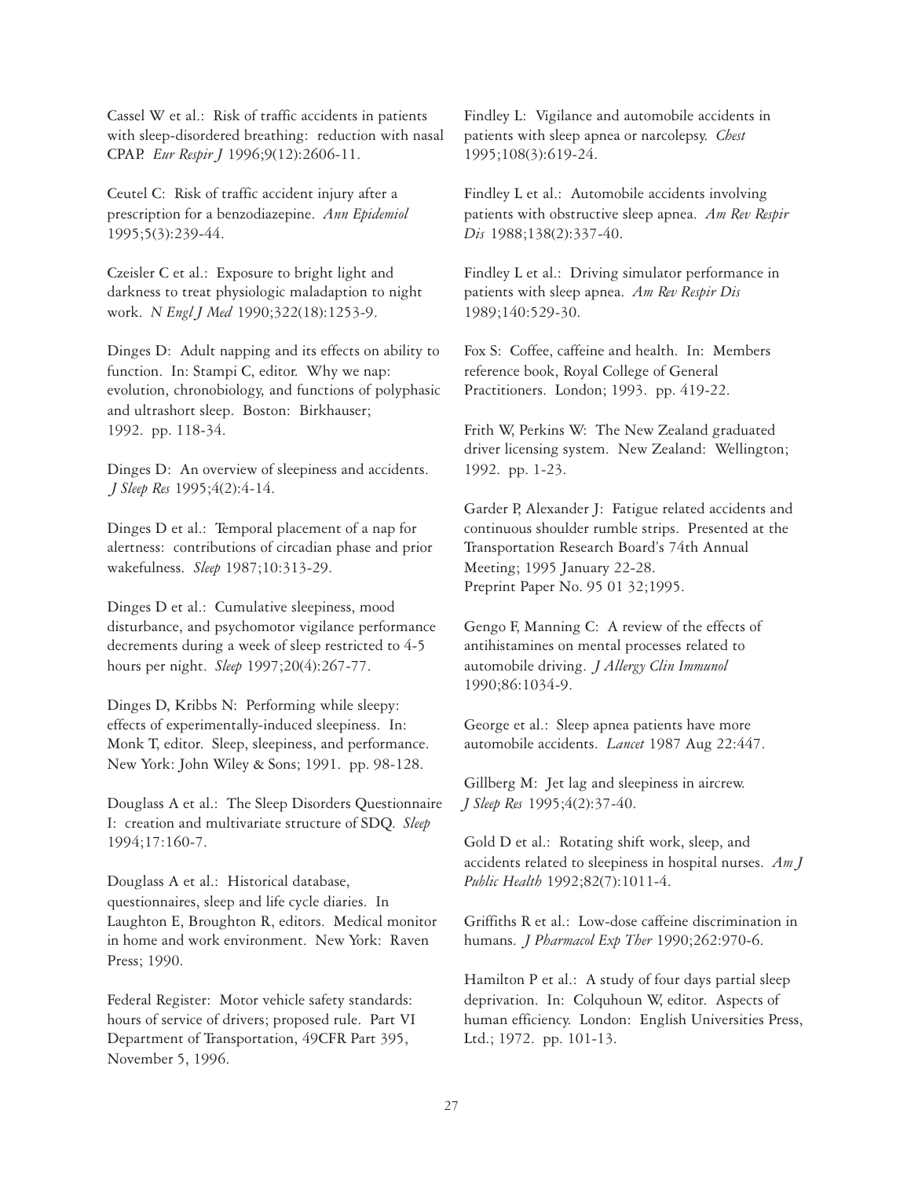Cassel W et al.: Risk of traffic accidents in patients with sleep-disordered breathing: reduction with nasal CPAP. *Eur Respir J* 1996;9(12):2606-11.

Ceutel C: Risk of traffic accident injury after a prescription for a benzodiazepine. *Ann Epidemiol* 1995;5(3):239-44.

Czeisler C et al.: Exposure to bright light and darkness to treat physiologic maladaption to night work. *N Engl J Med* 1990;322(18):1253-9.

Dinges D: Adult napping and its effects on ability to function. In: Stampi C, editor. Why we nap: evolution, chronobiology, and functions of polyphasic and ultrashort sleep. Boston: Birkhauser; 1992. pp. 118-34.

Dinges D: An overview of sleepiness and accidents. *J Sleep Res* 1995;4(2):4-14.

Dinges D et al.: Temporal placement of a nap for alertness: contributions of circadian phase and prior wakefulness. *Sleep* 1987;10:313-29.

Dinges D et al.: Cumulative sleepiness, mood disturbance, and psychomotor vigilance performance decrements during a week of sleep restricted to 4-5 hours per night. *Sleep* 1997;20(4):267-77.

Dinges D, Kribbs N: Performing while sleepy: effects of experimentally-induced sleepiness. In: Monk T, editor. Sleep, sleepiness, and performance. New York: John Wiley & Sons; 1991. pp. 98-128.

Douglass A et al.: The Sleep Disorders Questionnaire I: creation and multivariate structure of SDQ. *Sleep* 1994;17:160-7.

Douglass A et al.: Historical database, questionnaires, sleep and life cycle diaries. In Laughton E, Broughton R, editors. Medical monitor in home and work environment. New York: Raven Press; 1990.

Federal Register: Motor vehicle safety standards: hours of service of drivers; proposed rule. Part VI Department of Transportation, 49CFR Part 395, November 5, 1996.

Findley L: Vigilance and automobile accidents in patients with sleep apnea or narcolepsy. *Chest* 1995;108(3):619-24.

Findley L et al.: Automobile accidents involving patients with obstructive sleep apnea. *Am Rev Respir Dis* 1988;138(2):337-40.

Findley L et al.: Driving simulator performance in patients with sleep apnea. *Am Rev Respir Dis* 1989;140:529-30.

Fox S: Coffee, caffeine and health. In: Members reference book, Royal College of General Practitioners. London; 1993. pp. 419-22.

Frith W, Perkins W: The New Zealand graduated driver licensing system. New Zealand: Wellington; 1992. pp. 1-23.

Garder P, Alexander J: Fatigue related accidents and continuous shoulder rumble strips. Presented at the Transportation Research Board's 74th Annual Meeting; 1995 January 22-28.
Preprint Paper No. 95 01 32;1995.

Gengo F, Manning C: A review of the effects of antihistamines on mental processes related to automobile driving. *J Allergy Clin Immunol* 1990;86:1034-9.

George et al.: Sleep apnea patients have more automobile accidents. *Lancet* 1987 Aug 22:447.

Gillberg M: Jet lag and sleepiness in aircrew. *J Sleep Res* 1995;4(2):37-40.

Gold D et al.: Rotating shift work, sleep, and accidents related to sleepiness in hospital nurses. *Am J Public Health* 1992;82(7):1011-4.

Griffiths R et al.: Low-dose caffeine discrimination in humans. *J Pharmacol Exp Ther* 1990;262:970-6.

Hamilton P et al.: A study of four days partial sleep deprivation. In: Colquhoun W, editor. Aspects of human efficiency. London: English Universities Press, Ltd.; 1972. pp. 101-13.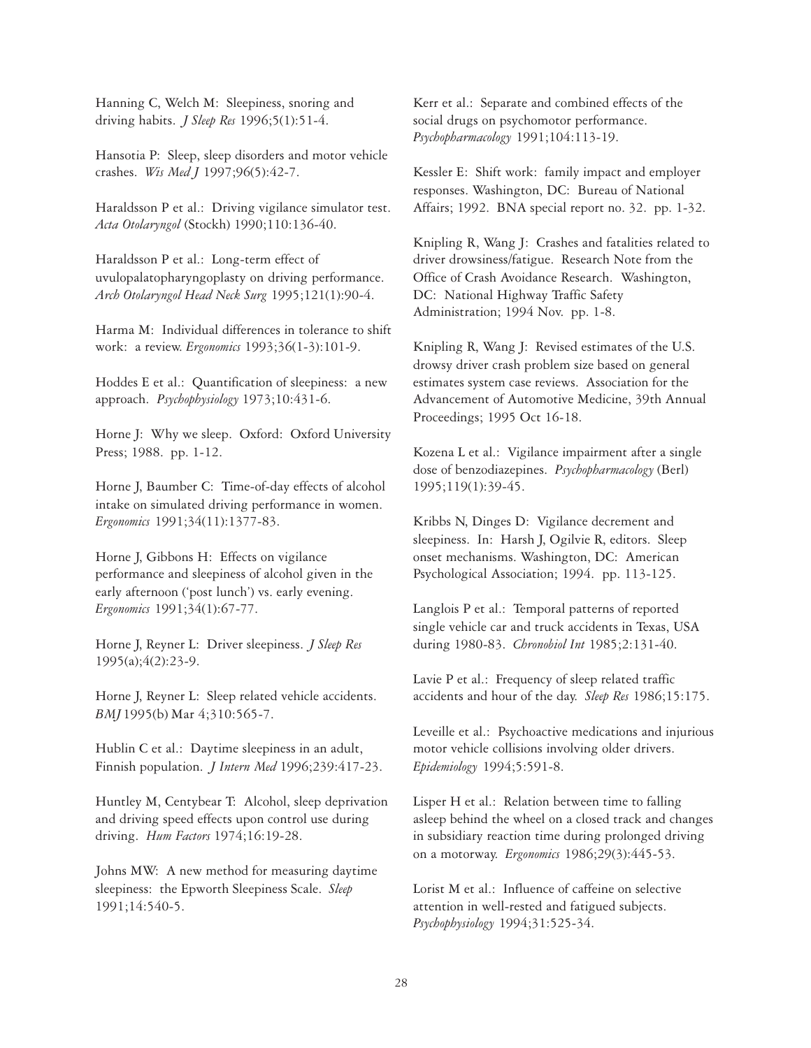Hanning C, Welch M: Sleepiness, snoring and driving habits. *J Sleep Res* 1996;5(1):51-4.

Hansotia P: Sleep, sleep disorders and motor vehicle crashes. *Wis Med J* 1997;96(5):42-7.

Haraldsson P et al.: Driving vigilance simulator test. *Acta Otolaryngol* (Stockh) 1990;110:136-40.

Haraldsson P et al.: Long-term effect of uvulopalatopharyngoplasty on driving performance. *Arch Otolaryngol Head Neck Surg* 1995;121(1):90-4.

Harma M: Individual differences in tolerance to shift work: a review. *Ergonomics* 1993;36(1-3):101-9.

Hoddes E et al.: Quantification of sleepiness: a new approach. *Psychophysiology* 1973;10:431-6.

Horne J: Why we sleep. Oxford: Oxford University Press; 1988. pp. 1-12.

Horne J, Baumber C: Time-of-day effects of alcohol intake on simulated driving performance in women. *Ergonomics* 1991;34(11):1377-83.

Horne J, Gibbons H: Effects on vigilance performance and sleepiness of alcohol given in the early afternoon ('post lunch') vs. early evening. *Ergonomics* 1991;34(1):67-77.

Horne J, Reyner L: Driver sleepiness. *J Sleep Res* 1995(a);4(2):23-9.

Horne J, Reyner L: Sleep related vehicle accidents. *BMJ* 1995(b) Mar 4;310:565-7.

Hublin C et al.: Daytime sleepiness in an adult, Finnish population. *J Intern Med* 1996;239:417-23.

Huntley M, Centybear T: Alcohol, sleep deprivation and driving speed effects upon control use during driving. *Hum Factors* 1974;16:19-28.

Johns MW: A new method for measuring daytime sleepiness: the Epworth Sleepiness Scale. *Sleep* 1991;14:540-5.

Kerr et al.: Separate and combined effects of the social drugs on psychomotor performance. *Psychopharmacology* 1991;104:113-19.

Kessler E: Shift work: family impact and employer responses. Washington, DC: Bureau of National Affairs; 1992. BNA special report no. 32. pp. 1-32.

Knipling R, Wang J: Crashes and fatalities related to driver drowsiness/fatigue. Research Note from the Office of Crash Avoidance Research. Washington, DC: National Highway Traffic Safety Administration; 1994 Nov. pp. 1-8.

Knipling R, Wang J: Revised estimates of the U.S. drowsy driver crash problem size based on general estimates system case reviews. Association for the Advancement of Automotive Medicine, 39th Annual Proceedings; 1995 Oct 16-18.

Kozena L et al.: Vigilance impairment after a single dose of benzodiazepines. *Psychopharmacology* (Berl) 1995;119(1):39-45.

Kribbs N, Dinges D: Vigilance decrement and sleepiness. In: Harsh J, Ogilvie R, editors. Sleep onset mechanisms. Washington, DC: American Psychological Association; 1994. pp. 113-125.

Langlois P et al.: Temporal patterns of reported single vehicle car and truck accidents in Texas, USA during 1980-83. *Chronobiol Int* 1985;2:131-40.

Lavie P et al.: Frequency of sleep related traffic accidents and hour of the day. *Sleep Res* 1986;15:175.

Leveille et al.: Psychoactive medications and injurious motor vehicle collisions involving older drivers. *Epidemiology* 1994;5:591-8.

Lisper H et al.: Relation between time to falling asleep behind the wheel on a closed track and changes in subsidiary reaction time during prolonged driving on a motorway. *Ergonomics* 1986;29(3):445-53.

Lorist M et al.: Influence of caffeine on selective attention in well-rested and fatigued subjects. *Psychophysiology* 1994;31:525-34.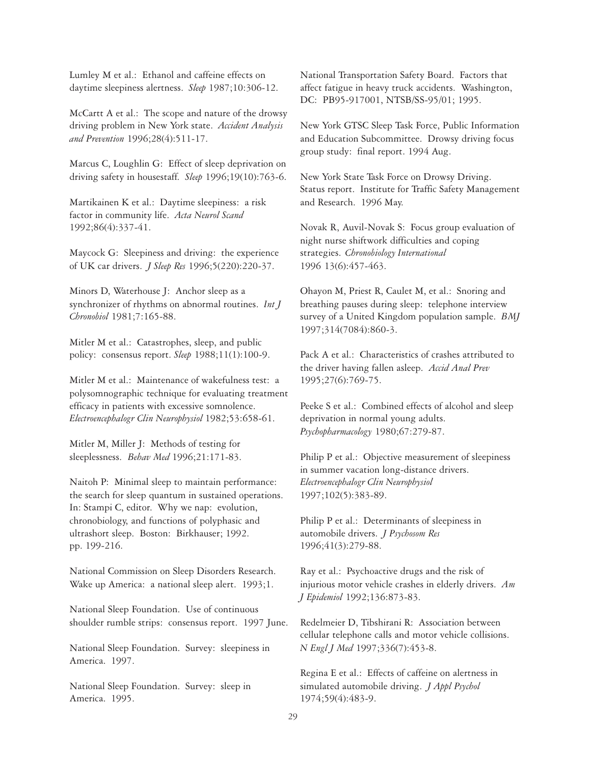Lumley M et al.: Ethanol and caffeine effects on daytime sleepiness alertness. *Sleep* 1987;10:306-12.

McCartt A et al.: The scope and nature of the drowsy driving problem in New York state. *Accident Analysis and Prevention* 1996;28(4):511-17.

Marcus C, Loughlin G: Effect of sleep deprivation on driving safety in housestaff. *Sleep* 1996;19(10):763-6.

Martikainen K et al.: Daytime sleepiness: a risk factor in community life. *Acta Neurol Scand* 1992;86(4):337-41.

Maycock G: Sleepiness and driving: the experience of UK car drivers. *J Sleep Res* 1996;5(220):220-37.

Minors D, Waterhouse J: Anchor sleep as a synchronizer of rhythms on abnormal routines. *Int J Chronobiol* 1981;7:165-88.

Mitler M et al.: Catastrophes, sleep, and public policy: consensus report. *Sleep* 1988;11(1):100-9.

Mitler M et al.: Maintenance of wakefulness test: a polysomnographic technique for evaluating treatment efficacy in patients with excessive somnolence. *Electroencephalogr Clin Neurophysiol* 1982;53:658-61.

Mitler M, Miller J: Methods of testing for sleeplessness. *Behav Med* 1996;21:171-83.

Naitoh P: Minimal sleep to maintain performance: the search for sleep quantum in sustained operations. In: Stampi C, editor. Why we nap: evolution, chronobiology, and functions of polyphasic and ultrashort sleep. Boston: Birkhauser; 1992. pp. 199-216.

National Commission on Sleep Disorders Research. Wake up America: a national sleep alert. 1993;1.

National Sleep Foundation. Use of continuous shoulder rumble strips: consensus report. 1997 June.

National Sleep Foundation. Survey: sleepiness in America. 1997.

National Sleep Foundation. Survey: sleep in America. 1995.

National Transportation Safety Board. Factors that affect fatigue in heavy truck accidents. Washington, DC: PB95-917001, NTSB/SS-95/01; 1995.

New York GTSC Sleep Task Force, Public Information and Education Subcommittee. Drowsy driving focus group study: final report. 1994 Aug.

New York State Task Force on Drowsy Driving. Status report. Institute for Traffic Safety Management and Research. 1996 May.

Novak R, Auvil-Novak S: Focus group evaluation of night nurse shiftwork difficulties and coping strategies. *Chronobiology International* 1996 13(6):457-463.

Ohayon M, Priest R, Caulet M, et al.: Snoring and breathing pauses during sleep: telephone interview survey of a United Kingdom population sample. *BMJ* 1997;314(7084):860-3.

Pack A et al.: Characteristics of crashes attributed to the driver having fallen asleep. *Accid Anal Prev* 1995;27(6):769-75.

Peeke S et al.: Combined effects of alcohol and sleep deprivation in normal young adults. *Psychopharmacology* 1980;67:279-87.

Philip P et al.: Objective measurement of sleepiness in summer vacation long-distance drivers. *Electroencephalogr Clin Neurophysiol* 1997;102(5):383-89.

Philip P et al.: Determinants of sleepiness in automobile drivers. *J Psychosom Res* 1996;41(3):279-88.

Ray et al.: Psychoactive drugs and the risk of injurious motor vehicle crashes in elderly drivers. *Am J Epidemiol* 1992;136:873-83.

Redelmeier D, Tibshirani R: Association between cellular telephone calls and motor vehicle collisions. *N Engl J Med* 1997;336(7):453-8.

Regina E et al.: Effects of caffeine on alertness in simulated automobile driving. *J Appl Psychol* 1974;59(4):483-9.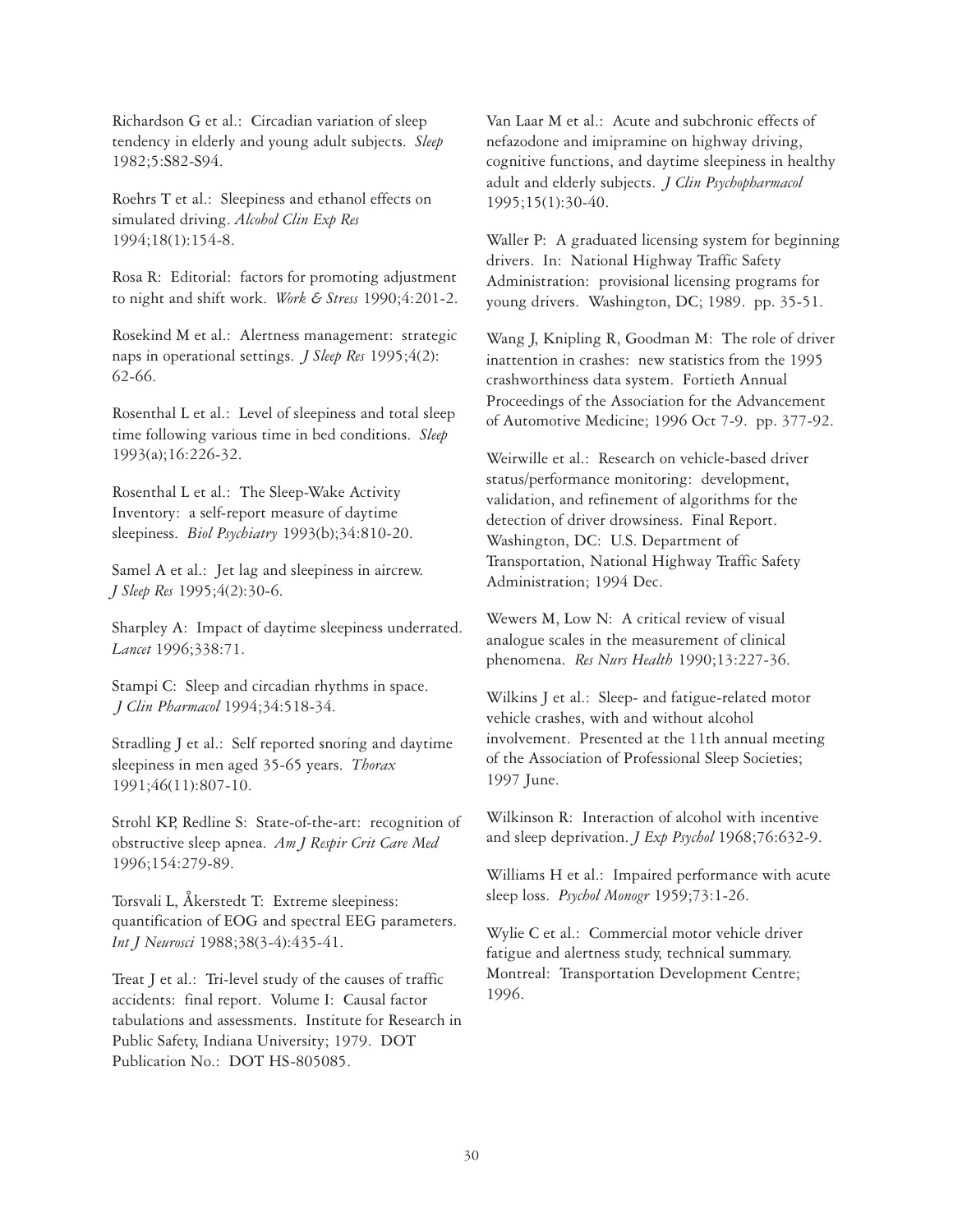Richardson G et al.: Circadian variation of sleep tendency in elderly and young adult subjects. *Sleep* 1982;5:S82-S94.

Roehrs T et al.: Sleepiness and ethanol effects on simulated driving. *Alcohol Clin Exp Res* 1994;18(1):154-8.

Rosa R: Editorial: factors for promoting adjustment to night and shift work. *Work & Stress* 1990;4:201-2.

Rosekind M et al.: Alertness management: strategic naps in operational settings. *J Sleep Res* 1995;4(2): 62-66.

Rosenthal L et al.: Level of sleepiness and total sleep time following various time in bed conditions. *Sleep* 1993(a);16:226-32.

Rosenthal L et al.: The Sleep-Wake Activity Inventory: a self-report measure of daytime sleepiness. *Biol Psychiatry* 1993(b);34:810-20.

Samel A et al.: Jet lag and sleepiness in aircrew. *J Sleep Res* 1995;4(2):30-6.

Sharpley A: Impact of daytime sleepiness underrated. *Lancet* 1996;338:71.

Stampi C: Sleep and circadian rhythms in space. *J Clin Pharmacol* 1994;34:518-34.

Stradling J et al.: Self reported snoring and daytime sleepiness in men aged 35-65 years. *Thorax* 1991;46(11):807-10.

Strohl KP, Redline S: State-of-the-art: recognition of obstructive sleep apnea. *Am J Respir Crit Care Med* 1996;154:279-89.

Torsvali L, Åkerstedt T: Extreme sleepiness: quantification of EOG and spectral EEG parameters. *Int J Neurosci* 1988;38(3-4):435-41.

Treat J et al.: Tri-level study of the causes of traffic accidents: final report. Volume I: Causal factor tabulations and assessments. Institute for Research in Public Safety, Indiana University; 1979. DOT Publication No.: DOT HS-805085.

Van Laar M et al.: Acute and subchronic effects of nefazodone and imipramine on highway driving, cognitive functions, and daytime sleepiness in healthy adult and elderly subjects. *J Clin Psychopharmacol* 1995;15(1):30-40.

Waller P: A graduated licensing system for beginning drivers. In: National Highway Traffic Safety Administration: provisional licensing programs for young drivers. Washington, DC; 1989. pp. 35-51.

Wang J, Knipling R, Goodman M: The role of driver inattention in crashes: new statistics from the 1995 crashworthiness data system. Fortieth Annual Proceedings of the Association for the Advancement of Automotive Medicine; 1996 Oct 7-9. pp. 377-92.

Weirwille et al.: Research on vehicle-based driver status/performance monitoring: development, validation, and refinement of algorithms for the detection of driver drowsiness. Final Report. Washington, DC: U.S. Department of Transportation, National Highway Traffic Safety Administration; 1994 Dec.

Wewers M, Low N: A critical review of visual analogue scales in the measurement of clinical phenomena. *Res Nurs Health* 1990;13:227-36.

Wilkins J et al.: Sleep- and fatigue-related motor vehicle crashes, with and without alcohol involvement. Presented at the 11th annual meeting of the Association of Professional Sleep Societies; 1997 June.

Wilkinson R: Interaction of alcohol with incentive and sleep deprivation. *J Exp Psychol* 1968;76:632-9.

Williams H et al.: Impaired performance with acute sleep loss. *Psychol Monogr* 1959;73:1-26.

Wylie C et al.: Commercial motor vehicle driver fatigue and alertness study, technical summary. Montreal: Transportation Development Centre; 1996.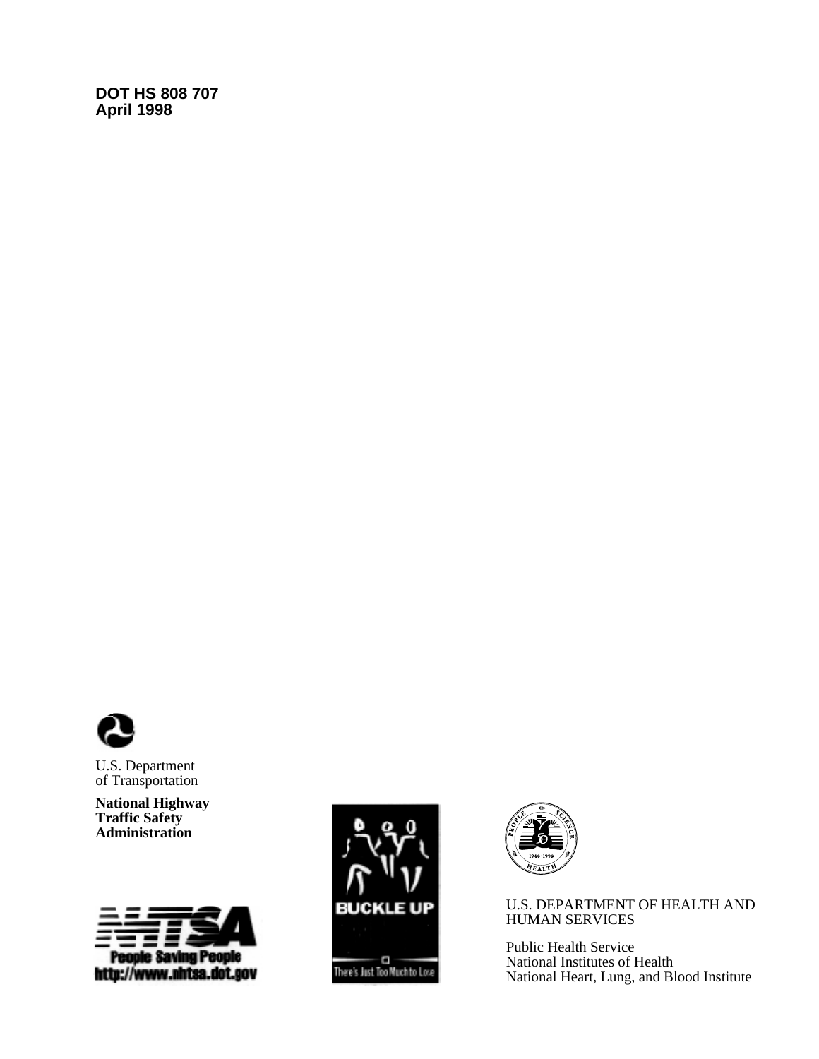**DOT HS 808 707**
**April 1998**

U.S. Department
of Transportation

**National Highway**
**Traffic Safety**
**Administration**

People Saving People
http://www.nhtsa.dot.gov

BUCKLE UP

There's Just Too Much to Lose

U.S. DEPARTMENT OF HEALTH AND
HUMAN SERVICES

Public Health Service
National Institutes of Health
National Heart, Lung, and Blood Institute